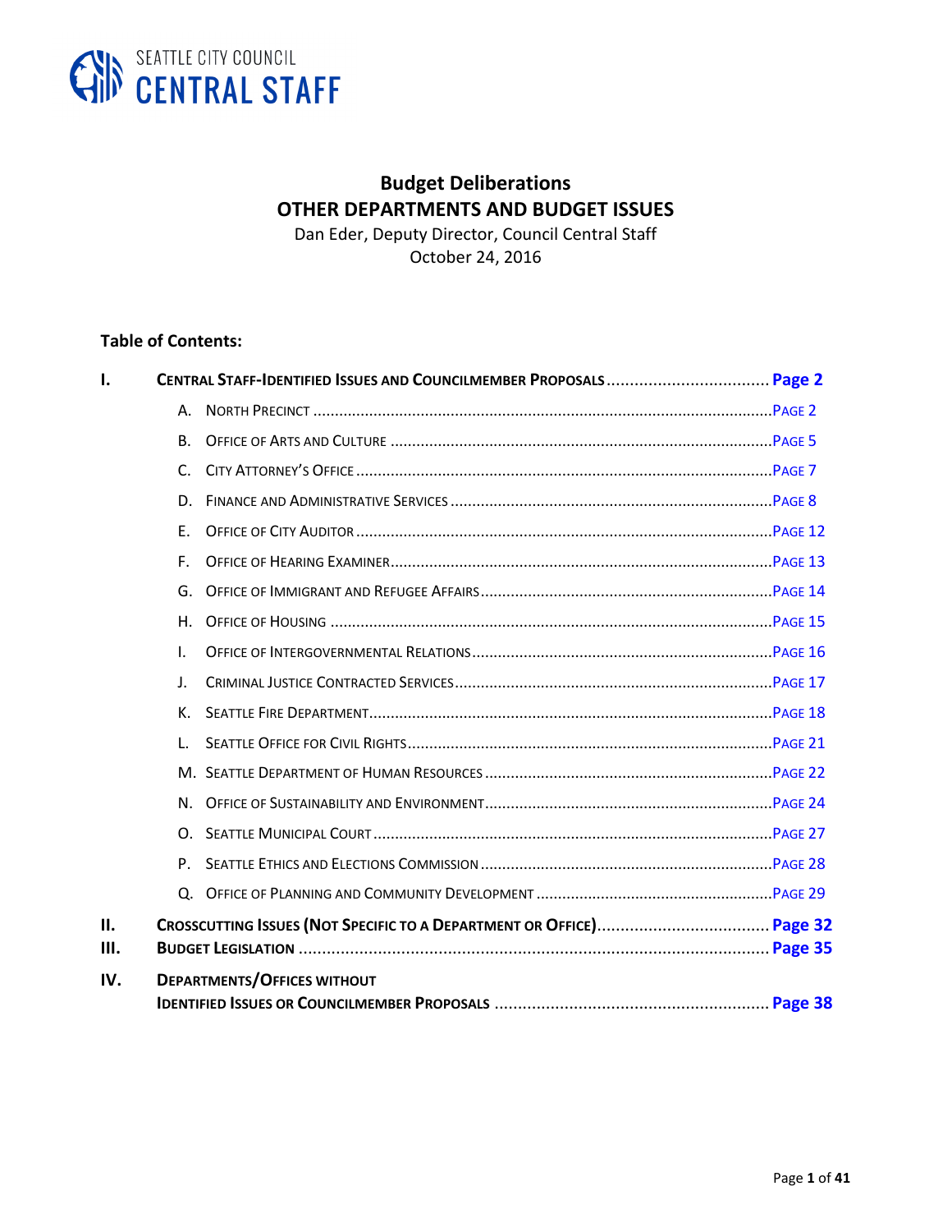SEATTLE CITY COUNCIL
CENTRAL STAFF

# Budget Deliberations
## OTHER DEPARTMENTS AND BUDGET ISSUES

Dan Eder, Deputy Director, Council Central Staff
October 24, 2016

**Table of Contents:**

**I. CENTRAL STAFF-IDENTIFIED ISSUES AND COUNCILMEMBER PROPOSALS .................................. Page 2**

- A. NORTH PRECINCT ........................................................................................................PAGE 2
- B. OFFICE OF ARTS AND CULTURE ......................................................................................PAGE 5
- C. CITY ATTORNEY'S OFFICE ..............................................................................................PAGE 7
- D. FINANCE AND ADMINISTRATIVE SERVICES .........................................................................PAGE 8
- E. OFFICE OF CITY AUDITOR ..............................................................................................PAGE 12
- F. OFFICE OF HEARING EXAMINER.......................................................................................PAGE 13
- G. OFFICE OF IMMIGRANT AND REFUGEE AFFAIRS...................................................................PAGE 14
- H. OFFICE OF HOUSING ....................................................................................................PAGE 15
- I. OFFICE OF INTERGOVERNMENTAL RELATIONS.....................................................................PAGE 16
- J. CRIMINAL JUSTICE CONTRACTED SERVICES........................................................................PAGE 17
- K. SEATTLE FIRE DEPARTMENT............................................................................................PAGE 18
- L. SEATTLE OFFICE FOR CIVIL RIGHTS...................................................................................PAGE 21
- M. SEATTLE DEPARTMENT OF HUMAN RESOURCES ..................................................................PAGE 22
- N. OFFICE OF SUSTAINABILITY AND ENVIRONMENT..................................................................PAGE 24
- O. SEATTLE MUNICIPAL COURT ...........................................................................................PAGE 27
- P. SEATTLE ETHICS AND ELECTIONS COMMISSION ...................................................................PAGE 28
- Q. OFFICE OF PLANNING AND COMMUNITY DEVELOPMENT ......................................................PAGE 29

**II. CROSSCUTTING ISSUES (NOT SPECIFIC TO A DEPARTMENT OR OFFICE).................................... Page 32**

**III. BUDGET LEGISLATION ...................................................................................................... Page 35**

**IV. DEPARTMENTS/OFFICES WITHOUT IDENTIFIED ISSUES OR COUNCILMEMBER PROPOSALS ........................................................... Page 38**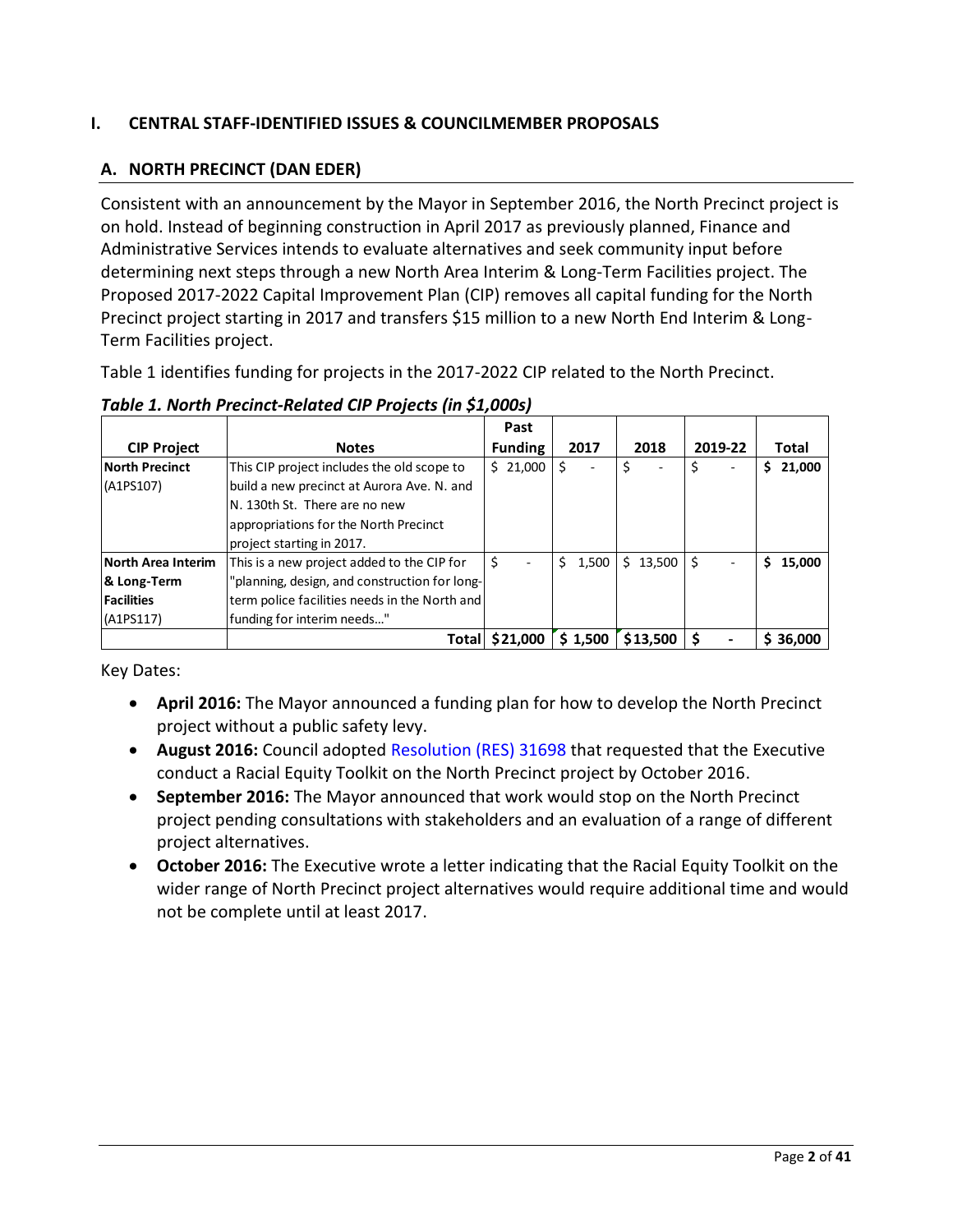## I. CENTRAL STAFF-IDENTIFIED ISSUES & COUNCILMEMBER PROPOSALS

### A. NORTH PRECINCT (DAN EDER)

Consistent with an announcement by the Mayor in September 2016, the North Precinct project is on hold. Instead of beginning construction in April 2017 as previously planned, Finance and Administrative Services intends to evaluate alternatives and seek community input before determining next steps through a new North Area Interim & Long-Term Facilities project. The Proposed 2017-2022 Capital Improvement Plan (CIP) removes all capital funding for the North Precinct project starting in 2017 and transfers $15 million to a new North End Interim & Long-Term Facilities project.

Table 1 identifies funding for projects in the 2017-2022 CIP related to the North Precinct.

*Table 1. North Precinct-Related CIP Projects (in $1,000s)*

| CIP Project | Notes | Past Funding | 2017 | 2018 | 2019-22 | Total |
|---|---|---|---|---|---|---|
| **North Precinct** (A1PS107) | This CIP project includes the old scope to build a new precinct at Aurora Ave. N. and N. 130th St. There are no new appropriations for the North Precinct project starting in 2017. | $ 21,000 | $ - | $ - | $ - | **$ 21,000** |
| **North Area Interim & Long-Term Facilities** (A1PS117) | This is a new project added to the CIP for "planning, design, and construction for long-term police facilities needs in the North and funding for interim needs…" | $ - | $ 1,500 | $ 13,500 | $ - | **$ 15,000** |
| | **Total** | **$21,000** | **$ 1,500** | **$13,500** | **$ -** | **$ 36,000** |

Key Dates:

- **April 2016:** The Mayor announced a funding plan for how to develop the North Precinct project without a public safety levy.
- **August 2016:** Council adopted Resolution (RES) 31698 that requested that the Executive conduct a Racial Equity Toolkit on the North Precinct project by October 2016.
- **September 2016:** The Mayor announced that work would stop on the North Precinct project pending consultations with stakeholders and an evaluation of a range of different project alternatives.
- **October 2016:** The Executive wrote a letter indicating that the Racial Equity Toolkit on the wider range of North Precinct project alternatives would require additional time and would not be complete until at least 2017.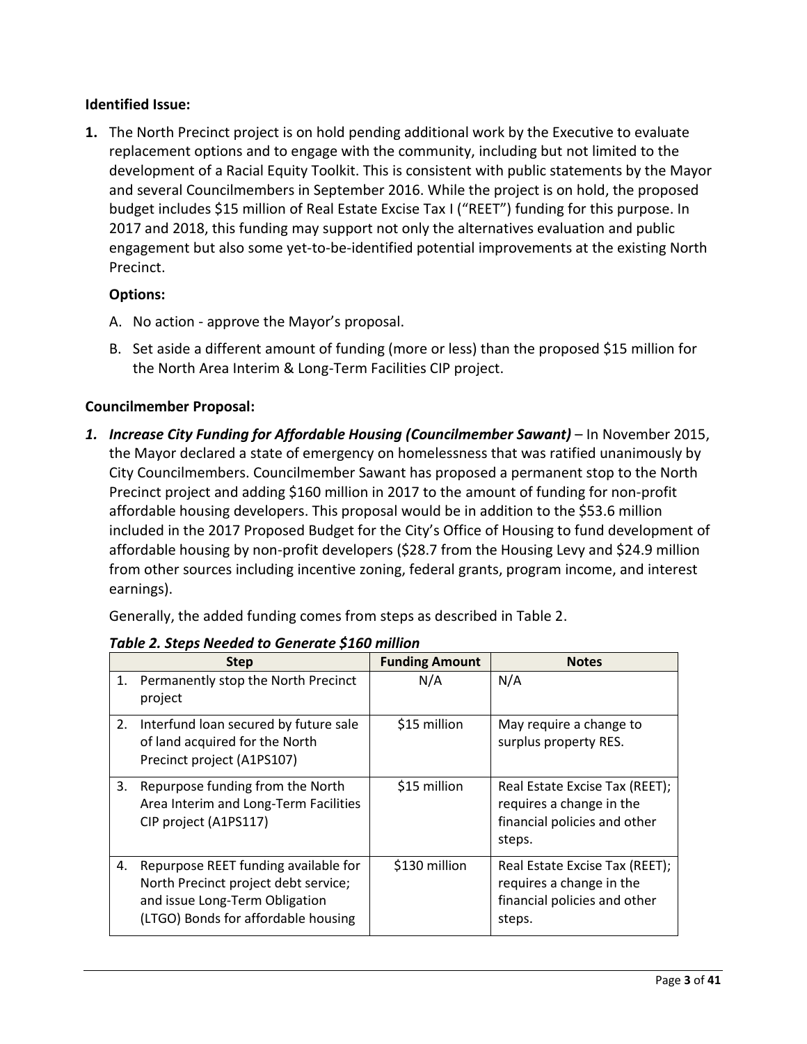**Identified Issue:**

**1.** The North Precinct project is on hold pending additional work by the Executive to evaluate replacement options and to engage with the community, including but not limited to the development of a Racial Equity Toolkit. This is consistent with public statements by the Mayor and several Councilmembers in September 2016. While the project is on hold, the proposed budget includes $15 million of Real Estate Excise Tax I ("REET") funding for this purpose. In 2017 and 2018, this funding may support not only the alternatives evaluation and public engagement but also some yet-to-be-identified potential improvements at the existing North Precinct.

**Options:**

A. No action - approve the Mayor's proposal.

B. Set aside a different amount of funding (more or less) than the proposed $15 million for the North Area Interim & Long-Term Facilities CIP project.

**Councilmember Proposal:**

***1. Increase City Funding for Affordable Housing (Councilmember Sawant)*** – In November 2015, the Mayor declared a state of emergency on homelessness that was ratified unanimously by City Councilmembers. Councilmember Sawant has proposed a permanent stop to the North Precinct project and adding $160 million in 2017 to the amount of funding for non-profit affordable housing developers. This proposal would be in addition to the $53.6 million included in the 2017 Proposed Budget for the City's Office of Housing to fund development of affordable housing by non-profit developers ($28.7 from the Housing Levy and $24.9 million from other sources including incentive zoning, federal grants, program income, and interest earnings).

Generally, the added funding comes from steps as described in Table 2.

***Table 2. Steps Needed to Generate $160 million***

| Step | Funding Amount | Notes |
|---|---|---|
| 1. Permanently stop the North Precinct project | N/A | N/A |
| 2. Interfund loan secured by future sale of land acquired for the North Precinct project (A1PS107) | $15 million | May require a change to surplus property RES. |
| 3. Repurpose funding from the North Area Interim and Long-Term Facilities CIP project (A1PS117) | $15 million | Real Estate Excise Tax (REET); requires a change in the financial policies and other steps. |
| 4. Repurpose REET funding available for North Precinct project debt service; and issue Long-Term Obligation (LTGO) Bonds for affordable housing | $130 million | Real Estate Excise Tax (REET); requires a change in the financial policies and other steps. |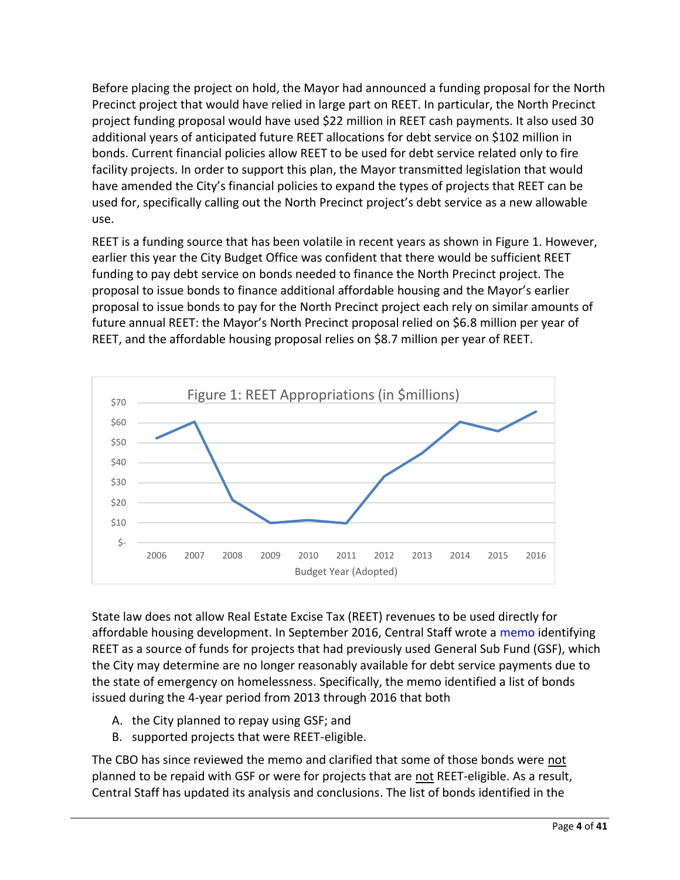Before placing the project on hold, the Mayor had announced a funding proposal for the North Precinct project that would have relied in large part on REET. In particular, the North Precinct project funding proposal would have used $22 million in REET cash payments. It also used 30 additional years of anticipated future REET allocations for debt service on $102 million in bonds. Current financial policies allow REET to be used for debt service related only to fire facility projects. In order to support this plan, the Mayor transmitted legislation that would have amended the City's financial policies to expand the types of projects that REET can be used for, specifically calling out the North Precinct project's debt service as a new allowable use.

REET is a funding source that has been volatile in recent years as shown in Figure 1. However, earlier this year the City Budget Office was confident that there would be sufficient REET funding to pay debt service on bonds needed to finance the North Precinct project. The proposal to issue bonds to finance additional affordable housing and the Mayor's earlier proposal to issue bonds to pay for the North Precinct project each rely on similar amounts of future annual REET: the Mayor's North Precinct proposal relied on $6.8 million per year of REET, and the affordable housing proposal relies on $8.7 million per year of REET.

Figure 1: REET Appropriations (in $millions)

State law does not allow Real Estate Excise Tax (REET) revenues to be used directly for affordable housing development. In September 2016, Central Staff wrote a memo identifying REET as a source of funds for projects that had previously used General Sub Fund (GSF), which the City may determine are no longer reasonably available for debt service payments due to the state of emergency on homelessness. Specifically, the memo identified a list of bonds issued during the 4-year period from 2013 through 2016 that both

A. the City planned to repay using GSF; and
B. supported projects that were REET-eligible.

The CBO has since reviewed the memo and clarified that some of those bonds were not planned to be repaid with GSF or were for projects that are not REET-eligible. As a result, Central Staff has updated its analysis and conclusions. The list of bonds identified in the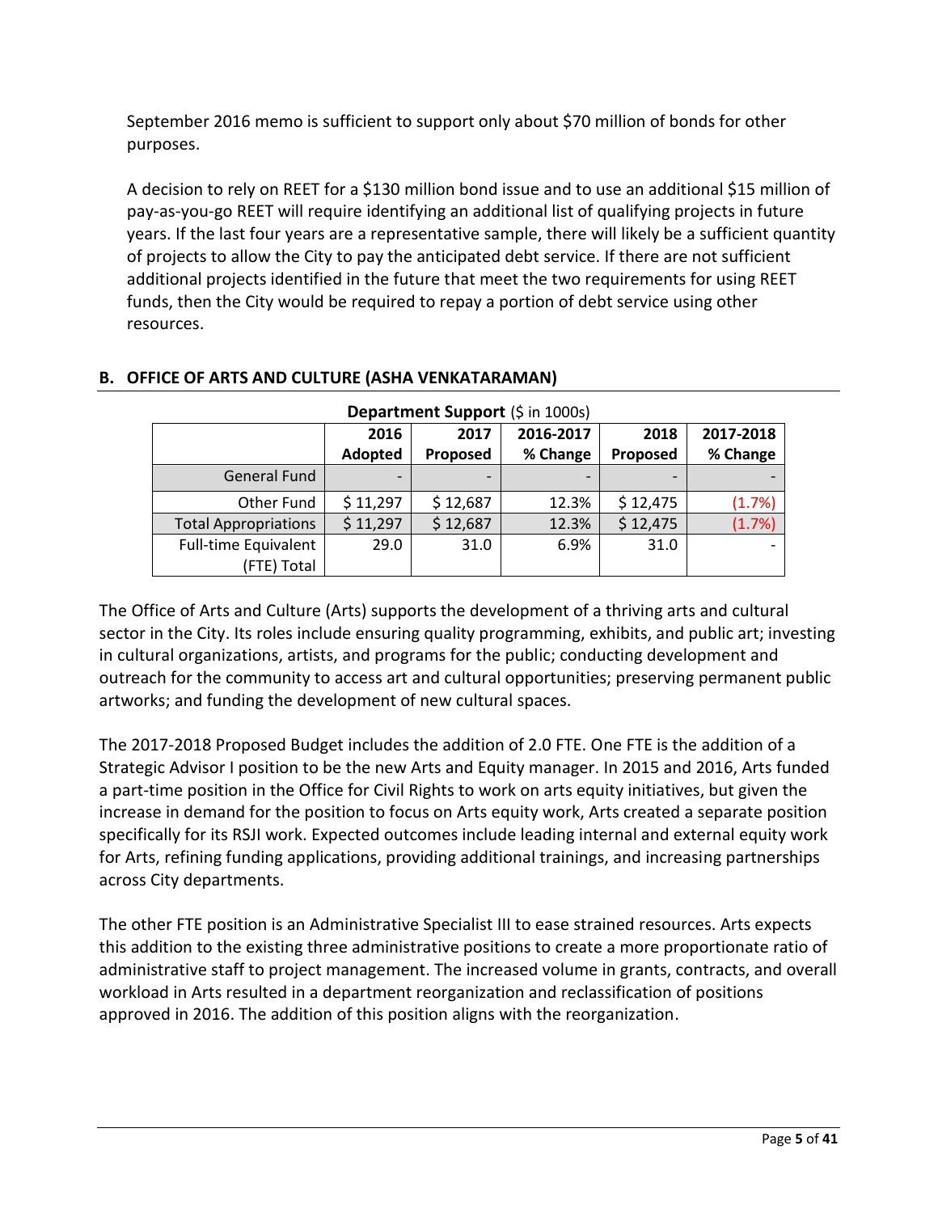September 2016 memo is sufficient to support only about $70 million of bonds for other purposes.

A decision to rely on REET for a $130 million bond issue and to use an additional $15 million of pay-as-you-go REET will require identifying an additional list of qualifying projects in future years. If the last four years are a representative sample, there will likely be a sufficient quantity of projects to allow the City to pay the anticipated debt service. If there are not sufficient additional projects identified in the future that meet the two requirements for using REET funds, then the City would be required to repay a portion of debt service using other resources.

## B. OFFICE OF ARTS AND CULTURE (ASHA VENKATARAMAN)

**Department Support** ($ in 1000s)

| | 2016 Adopted | 2017 Proposed | 2016-2017 % Change | 2018 Proposed | 2017-2018 % Change |
|---|---|---|---|---|---|
| General Fund | - | - | - | - | - |
| Other Fund | $ 11,297 | $ 12,687 | 12.3% | $ 12,475 | (1.7%) |
| Total Appropriations | $ 11,297 | $ 12,687 | 12.3% | $ 12,475 | (1.7%) |
| Full-time Equivalent (FTE) Total | 29.0 | 31.0 | 6.9% | 31.0 | - |

The Office of Arts and Culture (Arts) supports the development of a thriving arts and cultural sector in the City. Its roles include ensuring quality programming, exhibits, and public art; investing in cultural organizations, artists, and programs for the public; conducting development and outreach for the community to access art and cultural opportunities; preserving permanent public artworks; and funding the development of new cultural spaces.

The 2017-2018 Proposed Budget includes the addition of 2.0 FTE. One FTE is the addition of a Strategic Advisor I position to be the new Arts and Equity manager. In 2015 and 2016, Arts funded a part-time position in the Office for Civil Rights to work on arts equity initiatives, but given the increase in demand for the position to focus on Arts equity work, Arts created a separate position specifically for its RSJI work. Expected outcomes include leading internal and external equity work for Arts, refining funding applications, providing additional trainings, and increasing partnerships across City departments.

The other FTE position is an Administrative Specialist III to ease strained resources. Arts expects this addition to the existing three administrative positions to create a more proportionate ratio of administrative staff to project management. The increased volume in grants, contracts, and overall workload in Arts resulted in a department reorganization and reclassification of positions approved in 2016. The addition of this position aligns with the reorganization.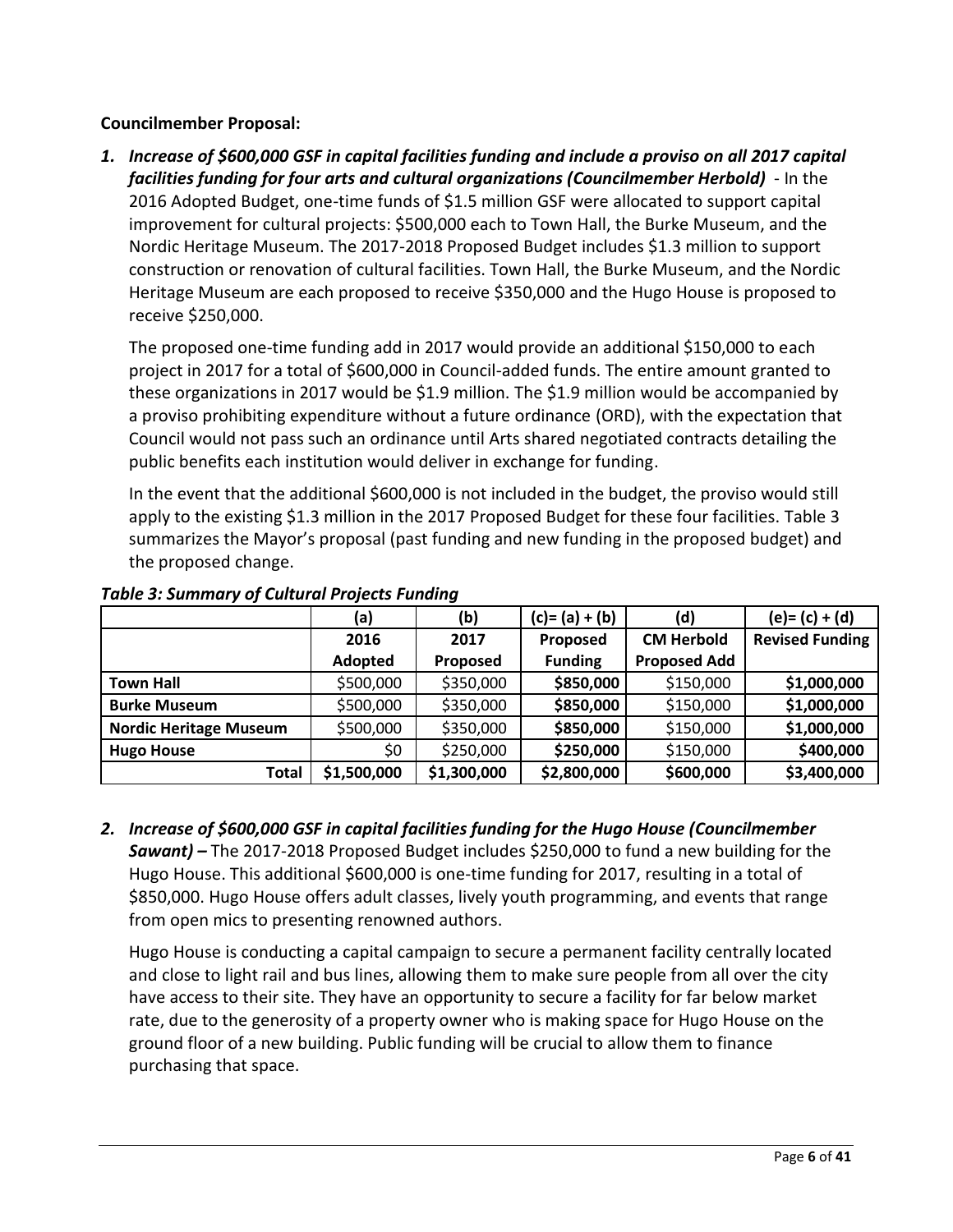**Councilmember Proposal:**

1. ***Increase of $600,000 GSF in capital facilities funding and include a proviso on all 2017 capital facilities funding for four arts and cultural organizations (Councilmember Herbold)*** - In the 2016 Adopted Budget, one-time funds of $1.5 million GSF were allocated to support capital improvement for cultural projects: $500,000 each to Town Hall, the Burke Museum, and the Nordic Heritage Museum. The 2017-2018 Proposed Budget includes $1.3 million to support construction or renovation of cultural facilities. Town Hall, the Burke Museum, and the Nordic Heritage Museum are each proposed to receive $350,000 and the Hugo House is proposed to receive $250,000.

   The proposed one-time funding add in 2017 would provide an additional $150,000 to each project in 2017 for a total of $600,000 in Council-added funds. The entire amount granted to these organizations in 2017 would be $1.9 million. The $1.9 million would be accompanied by a proviso prohibiting expenditure without a future ordinance (ORD), with the expectation that Council would not pass such an ordinance until Arts shared negotiated contracts detailing the public benefits each institution would deliver in exchange for funding.

   In the event that the additional $600,000 is not included in the budget, the proviso would still apply to the existing $1.3 million in the 2017 Proposed Budget for these four facilities. Table 3 summarizes the Mayor's proposal (past funding and new funding in the proposed budget) and the proposed change.

***Table 3: Summary of Cultural Projects Funding***

| | (a) | (b) | (c)= (a) + (b) | (d) | (e)= (c) + (d) |
|---|---|---|---|---|---|
| | 2016 Adopted | 2017 Proposed | Proposed Funding | CM Herbold Proposed Add | Revised Funding |
| **Town Hall** | $500,000 | $350,000 | **$850,000** | $150,000 | **$1,000,000** |
| **Burke Museum** | $500,000 | $350,000 | **$850,000** | $150,000 | **$1,000,000** |
| **Nordic Heritage Museum** | $500,000 | $350,000 | **$850,000** | $150,000 | **$1,000,000** |
| **Hugo House** | $0 | $250,000 | **$250,000** | $150,000 | **$400,000** |
| **Total** | **$1,500,000** | **$1,300,000** | **$2,800,000** | **$600,000** | **$3,400,000** |

2. ***Increase of $600,000 GSF in capital facilities funding for the Hugo House (Councilmember Sawant) –*** The 2017-2018 Proposed Budget includes $250,000 to fund a new building for the Hugo House. This additional $600,000 is one-time funding for 2017, resulting in a total of $850,000. Hugo House offers adult classes, lively youth programming, and events that range from open mics to presenting renowned authors.

   Hugo House is conducting a capital campaign to secure a permanent facility centrally located and close to light rail and bus lines, allowing them to make sure people from all over the city have access to their site. They have an opportunity to secure a facility for far below market rate, due to the generosity of a property owner who is making space for Hugo House on the ground floor of a new building. Public funding will be crucial to allow them to finance purchasing that space.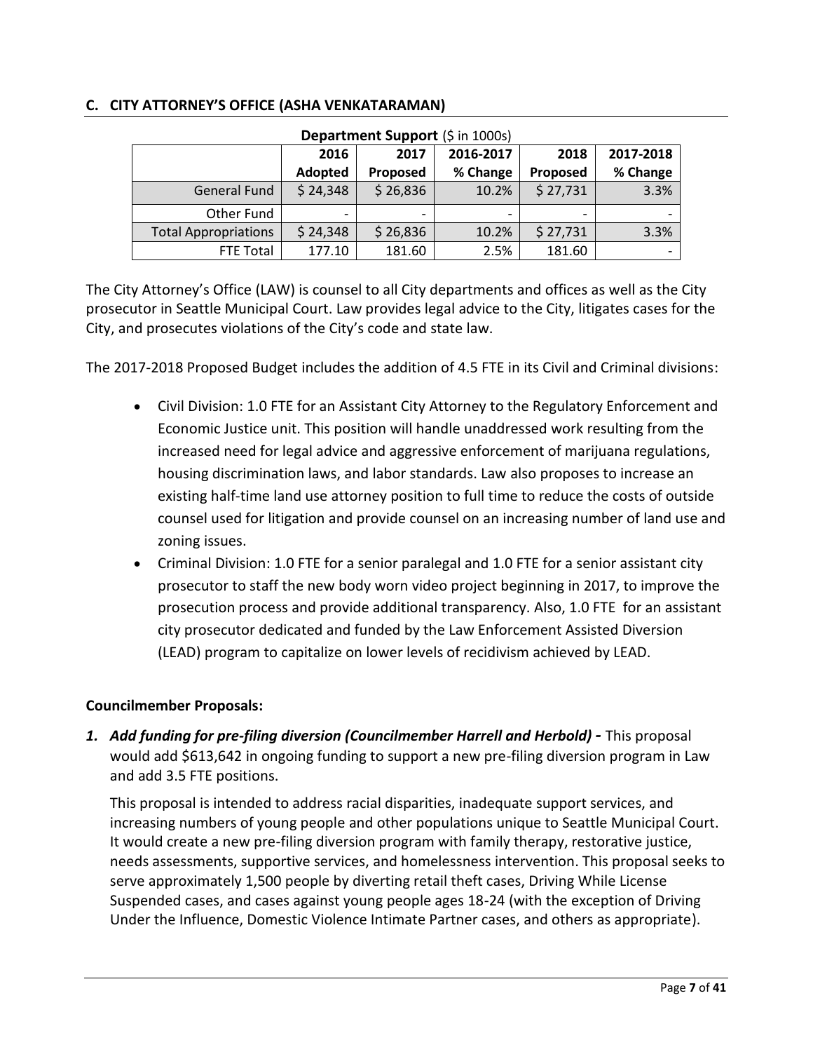## C. CITY ATTORNEY'S OFFICE (ASHA VENKATARAMAN)

**Department Support** ($ in 1000s)

| | 2016 Adopted | 2017 Proposed | 2016-2017 % Change | 2018 Proposed | 2017-2018 % Change |
|---|---|---|---|---|---|
| General Fund | $ 24,348 | $ 26,836 | 10.2% | $ 27,731 | 3.3% |
| Other Fund | - | - | - | - | - |
| Total Appropriations | $ 24,348 | $ 26,836 | 10.2% | $ 27,731 | 3.3% |
| FTE Total | 177.10 | 181.60 | 2.5% | 181.60 | - |

The City Attorney's Office (LAW) is counsel to all City departments and offices as well as the City prosecutor in Seattle Municipal Court. Law provides legal advice to the City, litigates cases for the City, and prosecutes violations of the City's code and state law.

The 2017-2018 Proposed Budget includes the addition of 4.5 FTE in its Civil and Criminal divisions:

- Civil Division: 1.0 FTE for an Assistant City Attorney to the Regulatory Enforcement and Economic Justice unit. This position will handle unaddressed work resulting from the increased need for legal advice and aggressive enforcement of marijuana regulations, housing discrimination laws, and labor standards. Law also proposes to increase an existing half-time land use attorney position to full time to reduce the costs of outside counsel used for litigation and provide counsel on an increasing number of land use and zoning issues.
- Criminal Division: 1.0 FTE for a senior paralegal and 1.0 FTE for a senior assistant city prosecutor to staff the new body worn video project beginning in 2017, to improve the prosecution process and provide additional transparency. Also, 1.0 FTE for an assistant city prosecutor dedicated and funded by the Law Enforcement Assisted Diversion (LEAD) program to capitalize on lower levels of recidivism achieved by LEAD.

**Councilmember Proposals:**

1. ***Add funding for pre-filing diversion (Councilmember Harrell and Herbold) -*** This proposal would add $613,642 in ongoing funding to support a new pre-filing diversion program in Law and add 3.5 FTE positions.

   This proposal is intended to address racial disparities, inadequate support services, and increasing numbers of young people and other populations unique to Seattle Municipal Court. It would create a new pre-filing diversion program with family therapy, restorative justice, needs assessments, supportive services, and homelessness intervention. This proposal seeks to serve approximately 1,500 people by diverting retail theft cases, Driving While License Suspended cases, and cases against young people ages 18-24 (with the exception of Driving Under the Influence, Domestic Violence Intimate Partner cases, and others as appropriate).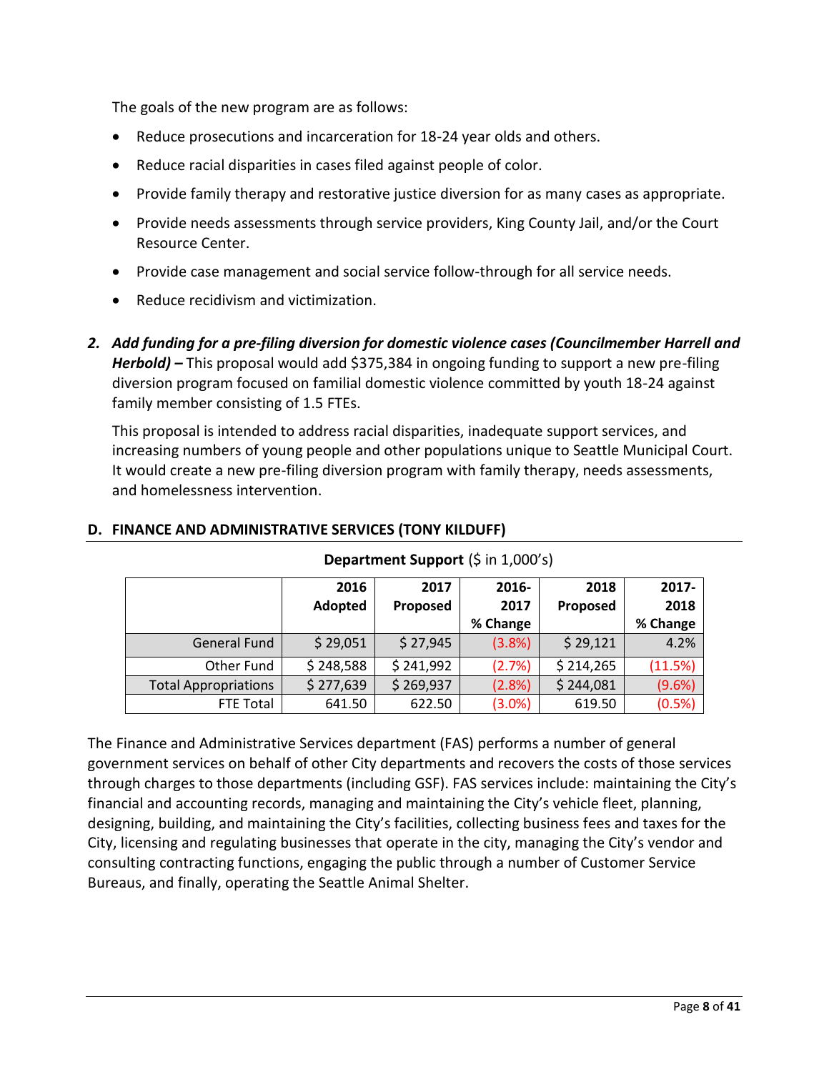The goals of the new program are as follows:

- Reduce prosecutions and incarceration for 18-24 year olds and others.
- Reduce racial disparities in cases filed against people of color.
- Provide family therapy and restorative justice diversion for as many cases as appropriate.
- Provide needs assessments through service providers, King County Jail, and/or the Court Resource Center.
- Provide case management and social service follow-through for all service needs.
- Reduce recidivism and victimization.

2. ***Add funding for a pre-filing diversion for domestic violence cases (Councilmember Harrell and Herbold) –*** This proposal would add $375,384 in ongoing funding to support a new pre-filing diversion program focused on familial domestic violence committed by youth 18-24 against family member consisting of 1.5 FTEs.

   This proposal is intended to address racial disparities, inadequate support services, and increasing numbers of young people and other populations unique to Seattle Municipal Court. It would create a new pre-filing diversion program with family therapy, needs assessments, and homelessness intervention.

## D. FINANCE AND ADMINISTRATIVE SERVICES (TONY KILDUFF)

**Department Support** ($ in 1,000's)

| | 2016 Adopted | 2017 Proposed | 2016-2017 % Change | 2018 Proposed | 2017-2018 % Change |
|---|---|---|---|---|---|
| General Fund | $ 29,051 | $ 27,945 | (3.8%) | $ 29,121 | 4.2% |
| Other Fund | $ 248,588 | $ 241,992 | (2.7%) | $ 214,265 | (11.5%) |
| Total Appropriations | $ 277,639 | $ 269,937 | (2.8%) | $ 244,081 | (9.6%) |
| FTE Total | 641.50 | 622.50 | (3.0%) | 619.50 | (0.5%) |

The Finance and Administrative Services department (FAS) performs a number of general government services on behalf of other City departments and recovers the costs of those services through charges to those departments (including GSF). FAS services include: maintaining the City's financial and accounting records, managing and maintaining the City's vehicle fleet, planning, designing, building, and maintaining the City's facilities, collecting business fees and taxes for the City, licensing and regulating businesses that operate in the city, managing the City's vendor and consulting contracting functions, engaging the public through a number of Customer Service Bureaus, and finally, operating the Seattle Animal Shelter.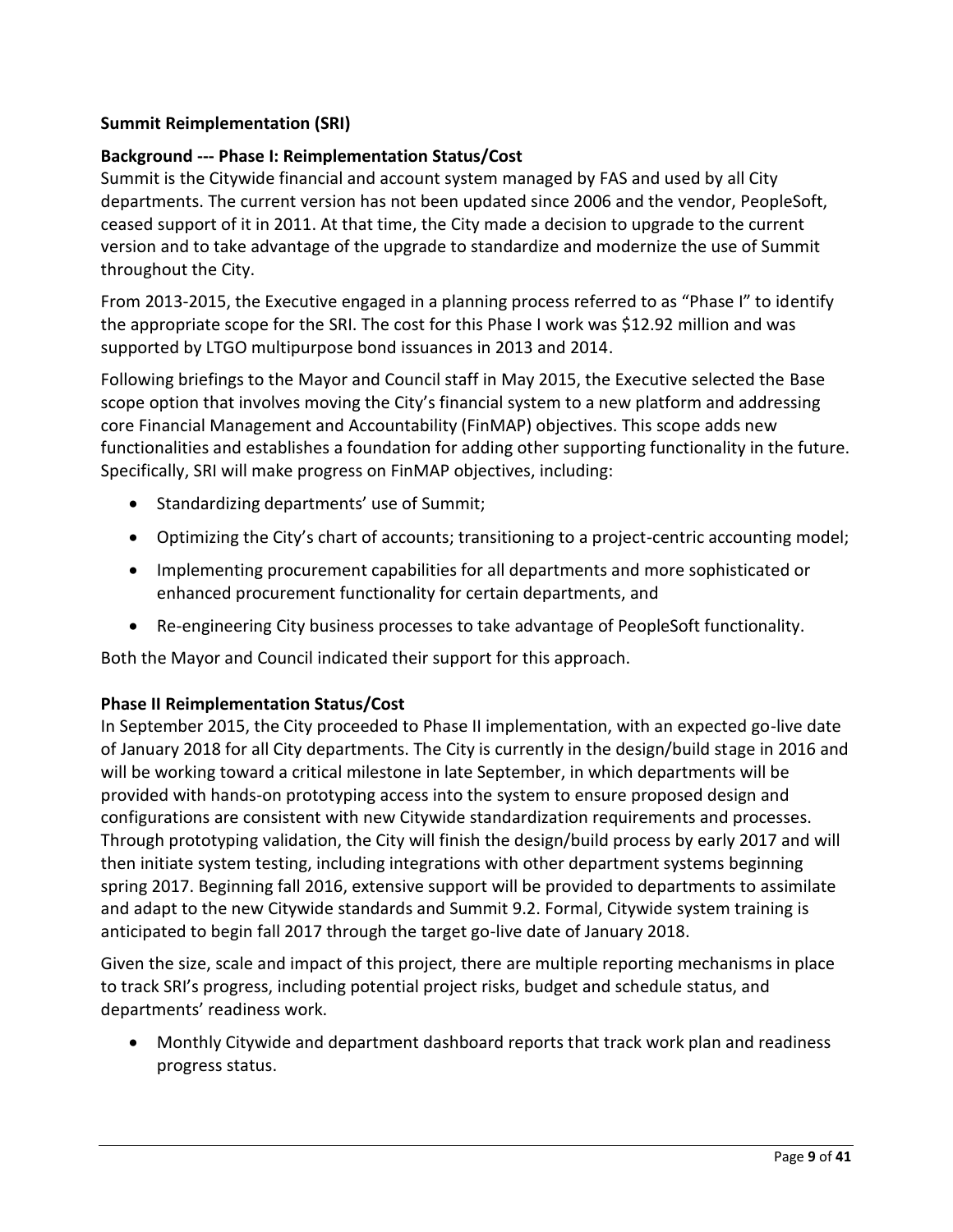**Summit Reimplementation (SRI)**

**Background --- Phase I: Reimplementation Status/Cost**

Summit is the Citywide financial and account system managed by FAS and used by all City departments. The current version has not been updated since 2006 and the vendor, PeopleSoft, ceased support of it in 2011. At that time, the City made a decision to upgrade to the current version and to take advantage of the upgrade to standardize and modernize the use of Summit throughout the City.

From 2013-2015, the Executive engaged in a planning process referred to as "Phase I" to identify the appropriate scope for the SRI. The cost for this Phase I work was $12.92 million and was supported by LTGO multipurpose bond issuances in 2013 and 2014.

Following briefings to the Mayor and Council staff in May 2015, the Executive selected the Base scope option that involves moving the City's financial system to a new platform and addressing core Financial Management and Accountability (FinMAP) objectives. This scope adds new functionalities and establishes a foundation for adding other supporting functionality in the future. Specifically, SRI will make progress on FinMAP objectives, including:

- Standardizing departments' use of Summit;
- Optimizing the City's chart of accounts; transitioning to a project-centric accounting model;
- Implementing procurement capabilities for all departments and more sophisticated or enhanced procurement functionality for certain departments, and
- Re-engineering City business processes to take advantage of PeopleSoft functionality.

Both the Mayor and Council indicated their support for this approach.

**Phase II Reimplementation Status/Cost**

In September 2015, the City proceeded to Phase II implementation, with an expected go-live date of January 2018 for all City departments. The City is currently in the design/build stage in 2016 and will be working toward a critical milestone in late September, in which departments will be provided with hands-on prototyping access into the system to ensure proposed design and configurations are consistent with new Citywide standardization requirements and processes. Through prototyping validation, the City will finish the design/build process by early 2017 and will then initiate system testing, including integrations with other department systems beginning spring 2017. Beginning fall 2016, extensive support will be provided to departments to assimilate and adapt to the new Citywide standards and Summit 9.2. Formal, Citywide system training is anticipated to begin fall 2017 through the target go-live date of January 2018.

Given the size, scale and impact of this project, there are multiple reporting mechanisms in place to track SRI's progress, including potential project risks, budget and schedule status, and departments' readiness work.

- Monthly Citywide and department dashboard reports that track work plan and readiness progress status.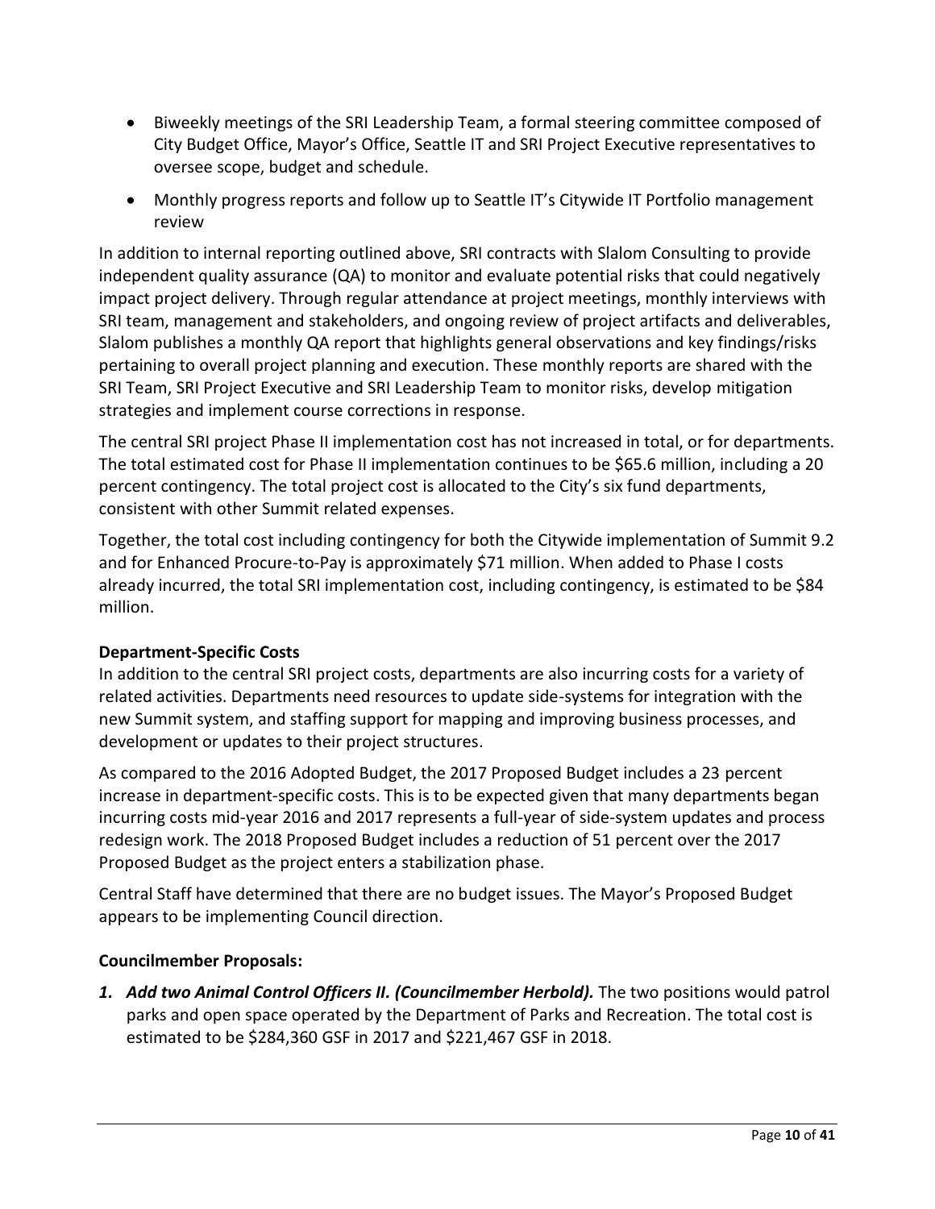- Biweekly meetings of the SRI Leadership Team, a formal steering committee composed of City Budget Office, Mayor's Office, Seattle IT and SRI Project Executive representatives to oversee scope, budget and schedule.
- Monthly progress reports and follow up to Seattle IT's Citywide IT Portfolio management review

In addition to internal reporting outlined above, SRI contracts with Slalom Consulting to provide independent quality assurance (QA) to monitor and evaluate potential risks that could negatively impact project delivery. Through regular attendance at project meetings, monthly interviews with SRI team, management and stakeholders, and ongoing review of project artifacts and deliverables, Slalom publishes a monthly QA report that highlights general observations and key findings/risks pertaining to overall project planning and execution. These monthly reports are shared with the SRI Team, SRI Project Executive and SRI Leadership Team to monitor risks, develop mitigation strategies and implement course corrections in response.

The central SRI project Phase II implementation cost has not increased in total, or for departments. The total estimated cost for Phase II implementation continues to be $65.6 million, including a 20 percent contingency. The total project cost is allocated to the City's six fund departments, consistent with other Summit related expenses.

Together, the total cost including contingency for both the Citywide implementation of Summit 9.2 and for Enhanced Procure-to-Pay is approximately $71 million. When added to Phase I costs already incurred, the total SRI implementation cost, including contingency, is estimated to be $84 million.

**Department-Specific Costs**

In addition to the central SRI project costs, departments are also incurring costs for a variety of related activities. Departments need resources to update side-systems for integration with the new Summit system, and staffing support for mapping and improving business processes, and development or updates to their project structures.

As compared to the 2016 Adopted Budget, the 2017 Proposed Budget includes a 23 percent increase in department-specific costs. This is to be expected given that many departments began incurring costs mid-year 2016 and 2017 represents a full-year of side-system updates and process redesign work. The 2018 Proposed Budget includes a reduction of 51 percent over the 2017 Proposed Budget as the project enters a stabilization phase.

Central Staff have determined that there are no budget issues. The Mayor's Proposed Budget appears to be implementing Council direction.

**Councilmember Proposals:**

1. ***Add two Animal Control Officers II. (Councilmember Herbold).*** The two positions would patrol parks and open space operated by the Department of Parks and Recreation. The total cost is estimated to be $284,360 GSF in 2017 and $221,467 GSF in 2018.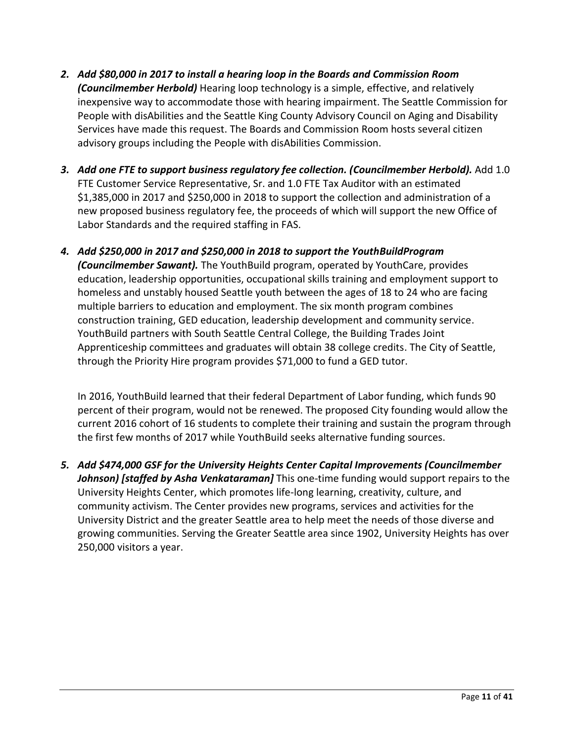2. ***Add $80,000 in 2017 to install a hearing loop in the Boards and Commission Room (Councilmember Herbold)*** Hearing loop technology is a simple, effective, and relatively inexpensive way to accommodate those with hearing impairment. The Seattle Commission for People with disAbilities and the Seattle King County Advisory Council on Aging and Disability Services have made this request. The Boards and Commission Room hosts several citizen advisory groups including the People with disAbilities Commission.

3. ***Add one FTE to support business regulatory fee collection. (Councilmember Herbold).*** Add 1.0 FTE Customer Service Representative, Sr. and 1.0 FTE Tax Auditor with an estimated $1,385,000 in 2017 and $250,000 in 2018 to support the collection and administration of a new proposed business regulatory fee, the proceeds of which will support the new Office of Labor Standards and the required staffing in FAS.

4. ***Add $250,000 in 2017 and $250,000 in 2018 to support the YouthBuildProgram (Councilmember Sawant).*** The YouthBuild program, operated by YouthCare, provides education, leadership opportunities, occupational skills training and employment support to homeless and unstably housed Seattle youth between the ages of 18 to 24 who are facing multiple barriers to education and employment. The six month program combines construction training, GED education, leadership development and community service. YouthBuild partners with South Seattle Central College, the Building Trades Joint Apprenticeship committees and graduates will obtain 38 college credits. The City of Seattle, through the Priority Hire program provides $71,000 to fund a GED tutor.

   In 2016, YouthBuild learned that their federal Department of Labor funding, which funds 90 percent of their program, would not be renewed. The proposed City founding would allow the current 2016 cohort of 16 students to complete their training and sustain the program through the first few months of 2017 while YouthBuild seeks alternative funding sources.

5. ***Add $474,000 GSF for the University Heights Center Capital Improvements (Councilmember Johnson) [staffed by Asha Venkataraman]*** This one-time funding would support repairs to the University Heights Center, which promotes life-long learning, creativity, culture, and community activism. The Center provides new programs, services and activities for the University District and the greater Seattle area to help meet the needs of those diverse and growing communities. Serving the Greater Seattle area since 1902, University Heights has over 250,000 visitors a year.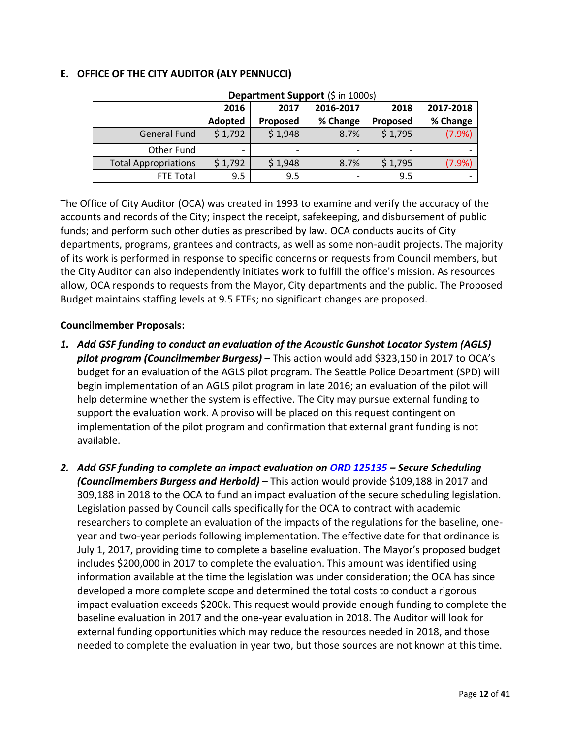## E. OFFICE OF THE CITY AUDITOR (ALY PENNUCCI)

**Department Support** ($ in 1000s)

| | 2016 Adopted | 2017 Proposed | 2016-2017 % Change | 2018 Proposed | 2017-2018 % Change |
|---|---|---|---|---|---|
| General Fund | $ 1,792 | $ 1,948 | 8.7% | $ 1,795 | (7.9%) |
| Other Fund | - | - | - | - | - |
| Total Appropriations | $ 1,792 | $ 1,948 | 8.7% | $ 1,795 | (7.9%) |
| FTE Total | 9.5 | 9.5 | - | 9.5 | - |

The Office of City Auditor (OCA) was created in 1993 to examine and verify the accuracy of the accounts and records of the City; inspect the receipt, safekeeping, and disbursement of public funds; and perform such other duties as prescribed by law. OCA conducts audits of City departments, programs, grantees and contracts, as well as some non-audit projects. The majority of its work is performed in response to specific concerns or requests from Council members, but the City Auditor can also independently initiates work to fulfill the office's mission. As resources allow, OCA responds to requests from the Mayor, City departments and the public. The Proposed Budget maintains staffing levels at 9.5 FTEs; no significant changes are proposed.

**Councilmember Proposals:**

1. ***Add GSF funding to conduct an evaluation of the Acoustic Gunshot Locator System (AGLS) pilot program (Councilmember Burgess)*** – This action would add $323,150 in 2017 to OCA's budget for an evaluation of the AGLS pilot program. The Seattle Police Department (SPD) will begin implementation of an AGLS pilot program in late 2016; an evaluation of the pilot will help determine whether the system is effective. The City may pursue external funding to support the evaluation work. A proviso will be placed on this request contingent on implementation of the pilot program and confirmation that external grant funding is not available.

2. ***Add GSF funding to complete an impact evaluation on ORD 125135 – Secure Scheduling (Councilmembers Burgess and Herbold) –*** This action would provide $109,188 in 2017 and 309,188 in 2018 to the OCA to fund an impact evaluation of the secure scheduling legislation. Legislation passed by Council calls specifically for the OCA to contract with academic researchers to complete an evaluation of the impacts of the regulations for the baseline, one-year and two-year periods following implementation. The effective date for that ordinance is July 1, 2017, providing time to complete a baseline evaluation. The Mayor's proposed budget includes $200,000 in 2017 to complete the evaluation. This amount was identified using information available at the time the legislation was under consideration; the OCA has since developed a more complete scope and determined the total costs to conduct a rigorous impact evaluation exceeds $200k. This request would provide enough funding to complete the baseline evaluation in 2017 and the one-year evaluation in 2018. The Auditor will look for external funding opportunities which may reduce the resources needed in 2018, and those needed to complete the evaluation in year two, but those sources are not known at this time.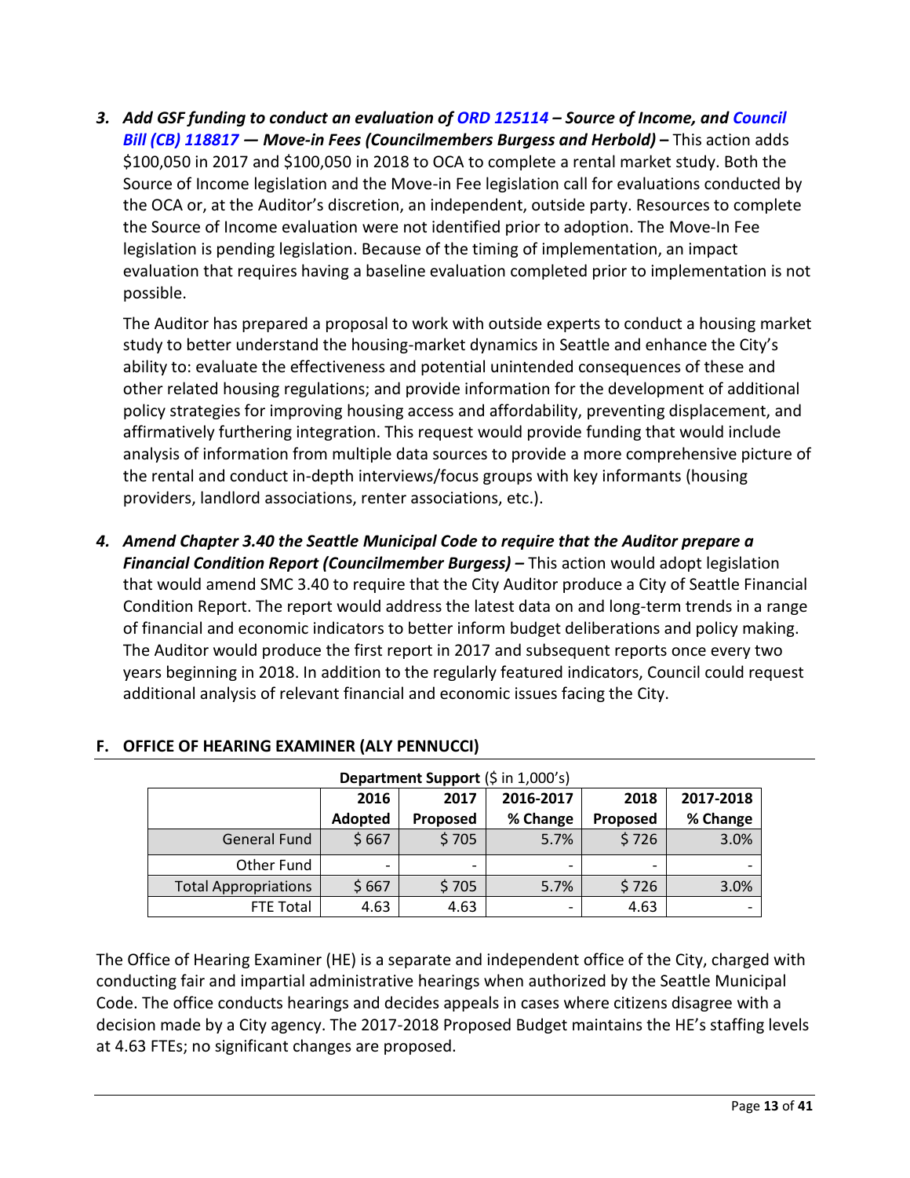3. ***Add GSF funding to conduct an evaluation of ORD 125114 – Source of Income, and Council Bill (CB) 118817 — Move-in Fees (Councilmembers Burgess and Herbold) –*** This action adds $100,050 in 2017 and $100,050 in 2018 to OCA to complete a rental market study. Both the Source of Income legislation and the Move-in Fee legislation call for evaluations conducted by the OCA or, at the Auditor's discretion, an independent, outside party. Resources to complete the Source of Income evaluation were not identified prior to adoption. The Move-In Fee legislation is pending legislation. Because of the timing of implementation, an impact evaluation that requires having a baseline evaluation completed prior to implementation is not possible.

   The Auditor has prepared a proposal to work with outside experts to conduct a housing market study to better understand the housing-market dynamics in Seattle and enhance the City's ability to: evaluate the effectiveness and potential unintended consequences of these and other related housing regulations; and provide information for the development of additional policy strategies for improving housing access and affordability, preventing displacement, and affirmatively furthering integration. This request would provide funding that would include analysis of information from multiple data sources to provide a more comprehensive picture of the rental and conduct in-depth interviews/focus groups with key informants (housing providers, landlord associations, renter associations, etc.).

4. ***Amend Chapter 3.40 the Seattle Municipal Code to require that the Auditor prepare a Financial Condition Report (Councilmember Burgess) –*** This action would adopt legislation that would amend SMC 3.40 to require that the City Auditor produce a City of Seattle Financial Condition Report. The report would address the latest data on and long-term trends in a range of financial and economic indicators to better inform budget deliberations and policy making. The Auditor would produce the first report in 2017 and subsequent reports once every two years beginning in 2018. In addition to the regularly featured indicators, Council could request additional analysis of relevant financial and economic issues facing the City.

## F. OFFICE OF HEARING EXAMINER (ALY PENNUCCI)

**Department Support** ($ in 1,000's)

| | 2016 Adopted | 2017 Proposed | 2016-2017 % Change | 2018 Proposed | 2017-2018 % Change |
|---|---|---|---|---|---|
| General Fund | $ 667 | $ 705 | 5.7% | $ 726 | 3.0% |
| Other Fund | - | - | - | - | - |
| Total Appropriations | $ 667 | $ 705 | 5.7% | $ 726 | 3.0% |
| FTE Total | 4.63 | 4.63 | - | 4.63 | - |

The Office of Hearing Examiner (HE) is a separate and independent office of the City, charged with conducting fair and impartial administrative hearings when authorized by the Seattle Municipal Code. The office conducts hearings and decides appeals in cases where citizens disagree with a decision made by a City agency. The 2017-2018 Proposed Budget maintains the HE's staffing levels at 4.63 FTEs; no significant changes are proposed.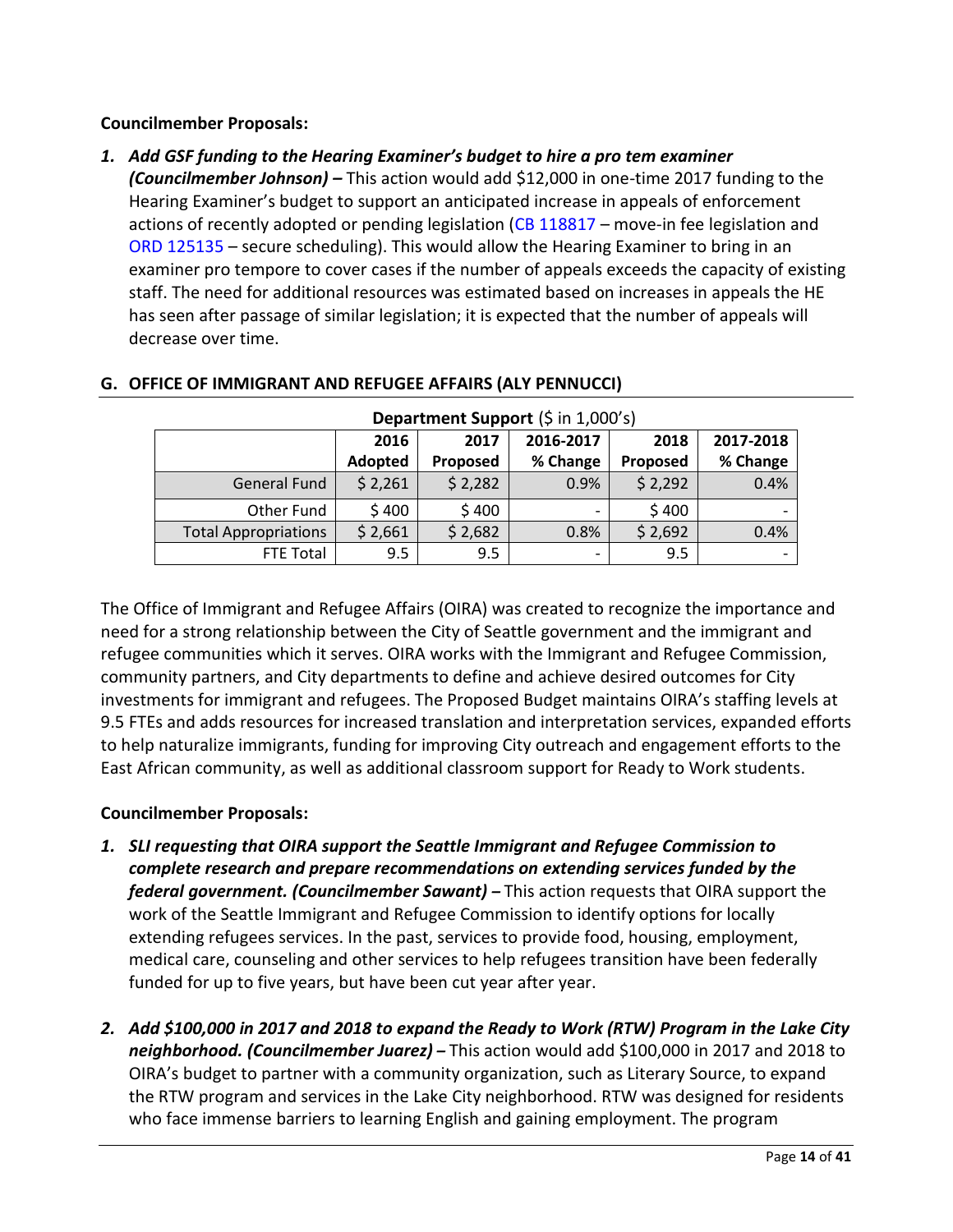**Councilmember Proposals:**

1. ***Add GSF funding to the Hearing Examiner's budget to hire a pro tem examiner (Councilmember Johnson) –*** This action would add $12,000 in one-time 2017 funding to the Hearing Examiner's budget to support an anticipated increase in appeals of enforcement actions of recently adopted or pending legislation (CB 118817 – move-in fee legislation and ORD 125135 – secure scheduling). This would allow the Hearing Examiner to bring in an examiner pro tempore to cover cases if the number of appeals exceeds the capacity of existing staff. The need for additional resources was estimated based on increases in appeals the HE has seen after passage of similar legislation; it is expected that the number of appeals will decrease over time.

## G. OFFICE OF IMMIGRANT AND REFUGEE AFFAIRS (ALY PENNUCCI)

**Department Support** ($ in 1,000's)

| | 2016 Adopted | 2017 Proposed | 2016-2017 % Change | 2018 Proposed | 2017-2018 % Change |
|---|---|---|---|---|---|
| General Fund | $ 2,261 | $ 2,282 | 0.9% | $ 2,292 | 0.4% |
| Other Fund | $ 400 | $ 400 | - | $ 400 | - |
| Total Appropriations | $ 2,661 | $ 2,682 | 0.8% | $ 2,692 | 0.4% |
| FTE Total | 9.5 | 9.5 | - | 9.5 | - |

The Office of Immigrant and Refugee Affairs (OIRA) was created to recognize the importance and need for a strong relationship between the City of Seattle government and the immigrant and refugee communities which it serves. OIRA works with the Immigrant and Refugee Commission, community partners, and City departments to define and achieve desired outcomes for City investments for immigrant and refugees. The Proposed Budget maintains OIRA's staffing levels at 9.5 FTEs and adds resources for increased translation and interpretation services, expanded efforts to help naturalize immigrants, funding for improving City outreach and engagement efforts to the East African community, as well as additional classroom support for Ready to Work students.

**Councilmember Proposals:**

1. ***SLI requesting that OIRA support the Seattle Immigrant and Refugee Commission to complete research and prepare recommendations on extending services funded by the federal government. (Councilmember Sawant) –*** This action requests that OIRA support the work of the Seattle Immigrant and Refugee Commission to identify options for locally extending refugees services. In the past, services to provide food, housing, employment, medical care, counseling and other services to help refugees transition have been federally funded for up to five years, but have been cut year after year.

2. ***Add $100,000 in 2017 and 2018 to expand the Ready to Work (RTW) Program in the Lake City neighborhood. (Councilmember Juarez) –*** This action would add $100,000 in 2017 and 2018 to OIRA's budget to partner with a community organization, such as Literary Source, to expand the RTW program and services in the Lake City neighborhood. RTW was designed for residents who face immense barriers to learning English and gaining employment. The program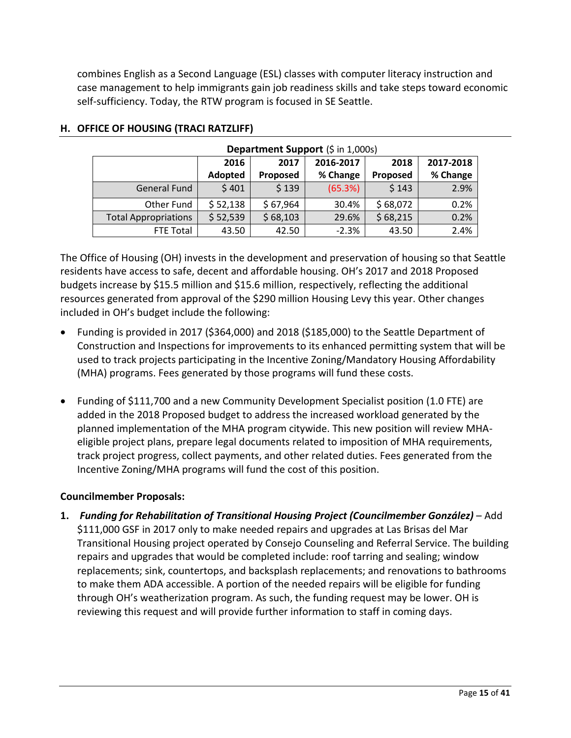combines English as a Second Language (ESL) classes with computer literacy instruction and case management to help immigrants gain job readiness skills and take steps toward economic self-sufficiency. Today, the RTW program is focused in SE Seattle.

## H. OFFICE OF HOUSING (TRACI RATZLIFF)

**Department Support** ($ in 1,000s)

| | 2016 Adopted | 2017 Proposed | 2016-2017 % Change | 2018 Proposed | 2017-2018 % Change |
|---|---|---|---|---|---|
| General Fund | $ 401 | $ 139 | (65.3%) | $ 143 | 2.9% |
| Other Fund | $ 52,138 | $ 67,964 | 30.4% | $ 68,072 | 0.2% |
| Total Appropriations | $ 52,539 | $ 68,103 | 29.6% | $ 68,215 | 0.2% |
| FTE Total | 43.50 | 42.50 | -2.3% | 43.50 | 2.4% |

The Office of Housing (OH) invests in the development and preservation of housing so that Seattle residents have access to safe, decent and affordable housing. OH's 2017 and 2018 Proposed budgets increase by $15.5 million and $15.6 million, respectively, reflecting the additional resources generated from approval of the $290 million Housing Levy this year. Other changes included in OH's budget include the following:

- Funding is provided in 2017 ($364,000) and 2018 ($185,000) to the Seattle Department of Construction and Inspections for improvements to its enhanced permitting system that will be used to track projects participating in the Incentive Zoning/Mandatory Housing Affordability (MHA) programs. Fees generated by those programs will fund these costs.

- Funding of $111,700 and a new Community Development Specialist position (1.0 FTE) are added in the 2018 Proposed budget to address the increased workload generated by the planned implementation of the MHA program citywide. This new position will review MHA-eligible project plans, prepare legal documents related to imposition of MHA requirements, track project progress, collect payments, and other related duties. Fees generated from the Incentive Zoning/MHA programs will fund the cost of this position.

**Councilmember Proposals:**

1. ***Funding for Rehabilitation of Transitional Housing Project (Councilmember González)*** – Add $111,000 GSF in 2017 only to make needed repairs and upgrades at Las Brisas del Mar Transitional Housing project operated by Consejo Counseling and Referral Service. The building repairs and upgrades that would be completed include: roof tarring and sealing; window replacements; sink, countertops, and backsplash replacements; and renovations to bathrooms to make them ADA accessible. A portion of the needed repairs will be eligible for funding through OH's weatherization program. As such, the funding request may be lower. OH is reviewing this request and will provide further information to staff in coming days.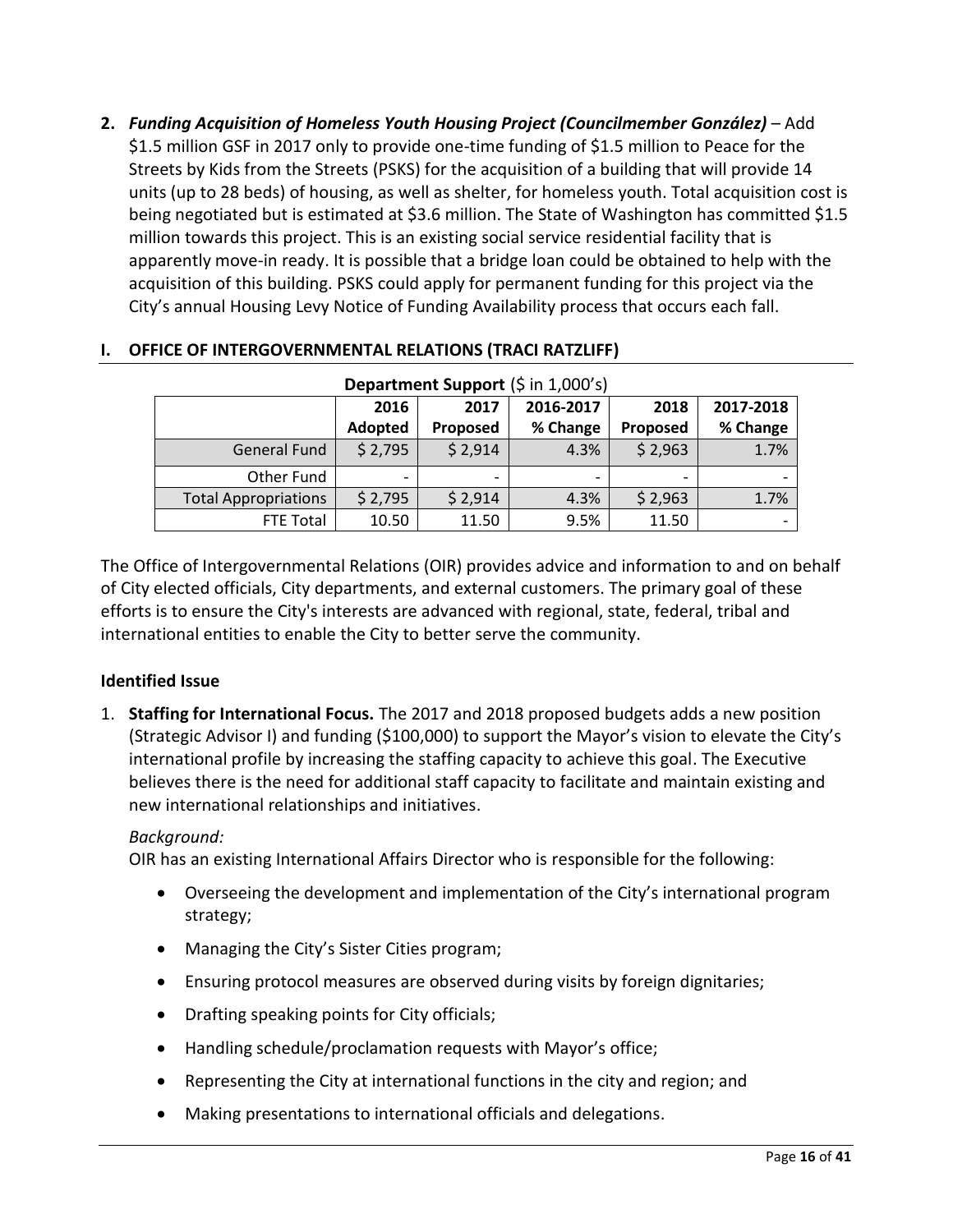2. ***Funding Acquisition of Homeless Youth Housing Project (Councilmember González)*** – Add $1.5 million GSF in 2017 only to provide one-time funding of $1.5 million to Peace for the Streets by Kids from the Streets (PSKS) for the acquisition of a building that will provide 14 units (up to 28 beds) of housing, as well as shelter, for homeless youth. Total acquisition cost is being negotiated but is estimated at $3.6 million. The State of Washington has committed $1.5 million towards this project. This is an existing social service residential facility that is apparently move-in ready. It is possible that a bridge loan could be obtained to help with the acquisition of this building. PSKS could apply for permanent funding for this project via the City's annual Housing Levy Notice of Funding Availability process that occurs each fall.

## I. OFFICE OF INTERGOVERNMENTAL RELATIONS (TRACI RATZLIFF)

**Department Support** ($ in 1,000's)

| | 2016 Adopted | 2017 Proposed | 2016-2017 % Change | 2018 Proposed | 2017-2018 % Change |
|---|---|---|---|---|---|
| General Fund | $ 2,795 | $ 2,914 | 4.3% | $ 2,963 | 1.7% |
| Other Fund | - | - | - | - | - |
| Total Appropriations | $ 2,795 | $ 2,914 | 4.3% | $ 2,963 | 1.7% |
| FTE Total | 10.50 | 11.50 | 9.5% | 11.50 | - |

The Office of Intergovernmental Relations (OIR) provides advice and information to and on behalf of City elected officials, City departments, and external customers. The primary goal of these efforts is to ensure the City's interests are advanced with regional, state, federal, tribal and international entities to enable the City to better serve the community.

### Identified Issue

1. **Staffing for International Focus.** The 2017 and 2018 proposed budgets adds a new position (Strategic Advisor I) and funding ($100,000) to support the Mayor's vision to elevate the City's international profile by increasing the staffing capacity to achieve this goal. The Executive believes there is the need for additional staff capacity to facilitate and maintain existing and new international relationships and initiatives.

   *Background:*
   OIR has an existing International Affairs Director who is responsible for the following:

   - Overseeing the development and implementation of the City's international program strategy;
   - Managing the City's Sister Cities program;
   - Ensuring protocol measures are observed during visits by foreign dignitaries;
   - Drafting speaking points for City officials;
   - Handling schedule/proclamation requests with Mayor's office;
   - Representing the City at international functions in the city and region; and
   - Making presentations to international officials and delegations.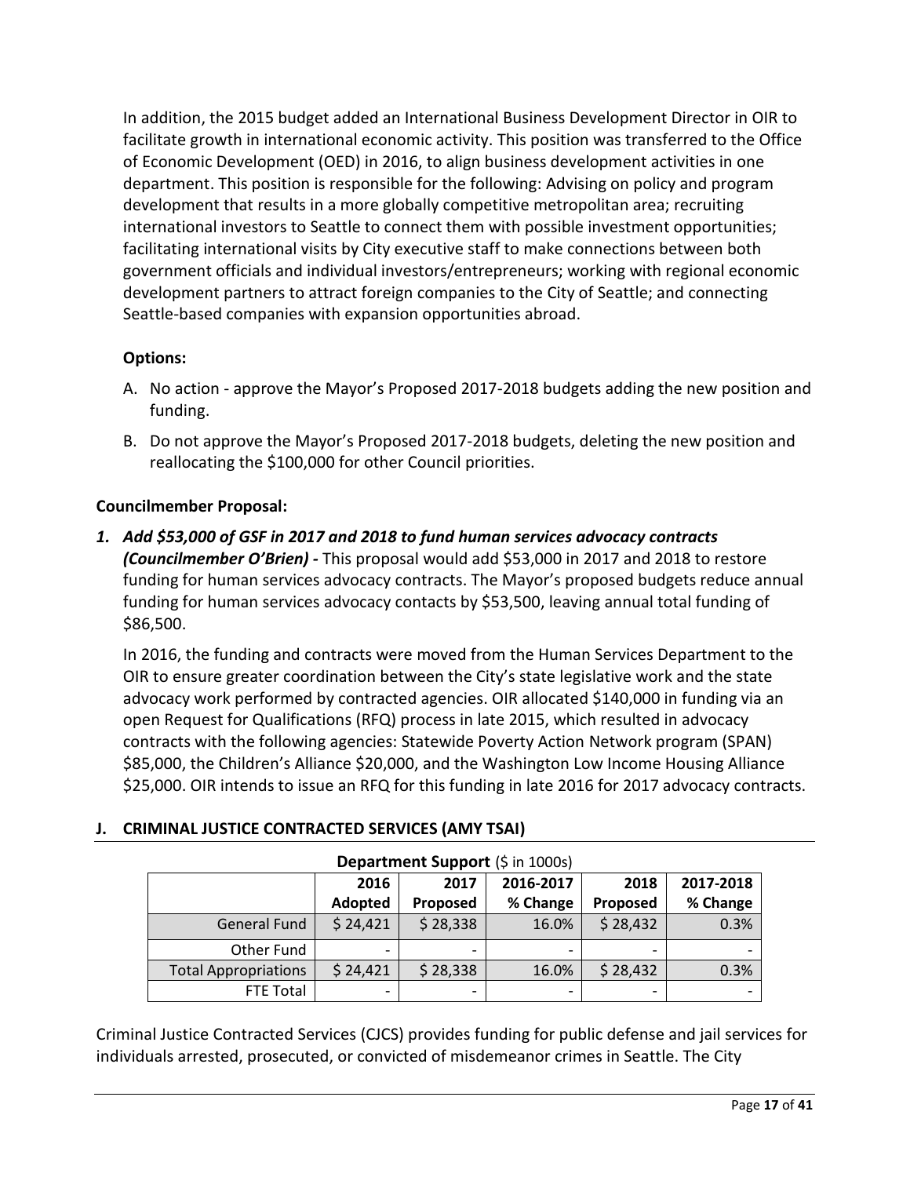In addition, the 2015 budget added an International Business Development Director in OIR to facilitate growth in international economic activity. This position was transferred to the Office of Economic Development (OED) in 2016, to align business development activities in one department. This position is responsible for the following: Advising on policy and program development that results in a more globally competitive metropolitan area; recruiting international investors to Seattle to connect them with possible investment opportunities; facilitating international visits by City executive staff to make connections between both government officials and individual investors/entrepreneurs; working with regional economic development partners to attract foreign companies to the City of Seattle; and connecting Seattle-based companies with expansion opportunities abroad.

**Options:**

A. No action - approve the Mayor's Proposed 2017-2018 budgets adding the new position and funding.

B. Do not approve the Mayor's Proposed 2017-2018 budgets, deleting the new position and reallocating the $100,000 for other Council priorities.

**Councilmember Proposal:**

1. ***Add $53,000 of GSF in 2017 and 2018 to fund human services advocacy contracts (Councilmember O'Brien) -*** This proposal would add $53,000 in 2017 and 2018 to restore funding for human services advocacy contracts. The Mayor's proposed budgets reduce annual funding for human services advocacy contacts by $53,500, leaving annual total funding of $86,500.

   In 2016, the funding and contracts were moved from the Human Services Department to the OIR to ensure greater coordination between the City's state legislative work and the state advocacy work performed by contracted agencies. OIR allocated $140,000 in funding via an open Request for Qualifications (RFQ) process in late 2015, which resulted in advocacy contracts with the following agencies: Statewide Poverty Action Network program (SPAN) $85,000, the Children's Alliance $20,000, and the Washington Low Income Housing Alliance $25,000. OIR intends to issue an RFQ for this funding in late 2016 for 2017 advocacy contracts.

## J. CRIMINAL JUSTICE CONTRACTED SERVICES (AMY TSAI)

**Department Support** ($ in 1000s)

| | 2016 Adopted | 2017 Proposed | 2016-2017 % Change | 2018 Proposed | 2017-2018 % Change |
|---|---|---|---|---|---|
| General Fund | $ 24,421 | $ 28,338 | 16.0% | $ 28,432 | 0.3% |
| Other Fund | - | - | - | - | - |
| Total Appropriations | $ 24,421 | $ 28,338 | 16.0% | $ 28,432 | 0.3% |
| FTE Total | - | - | - | - | - |

Criminal Justice Contracted Services (CJCS) provides funding for public defense and jail services for individuals arrested, prosecuted, or convicted of misdemeanor crimes in Seattle. The City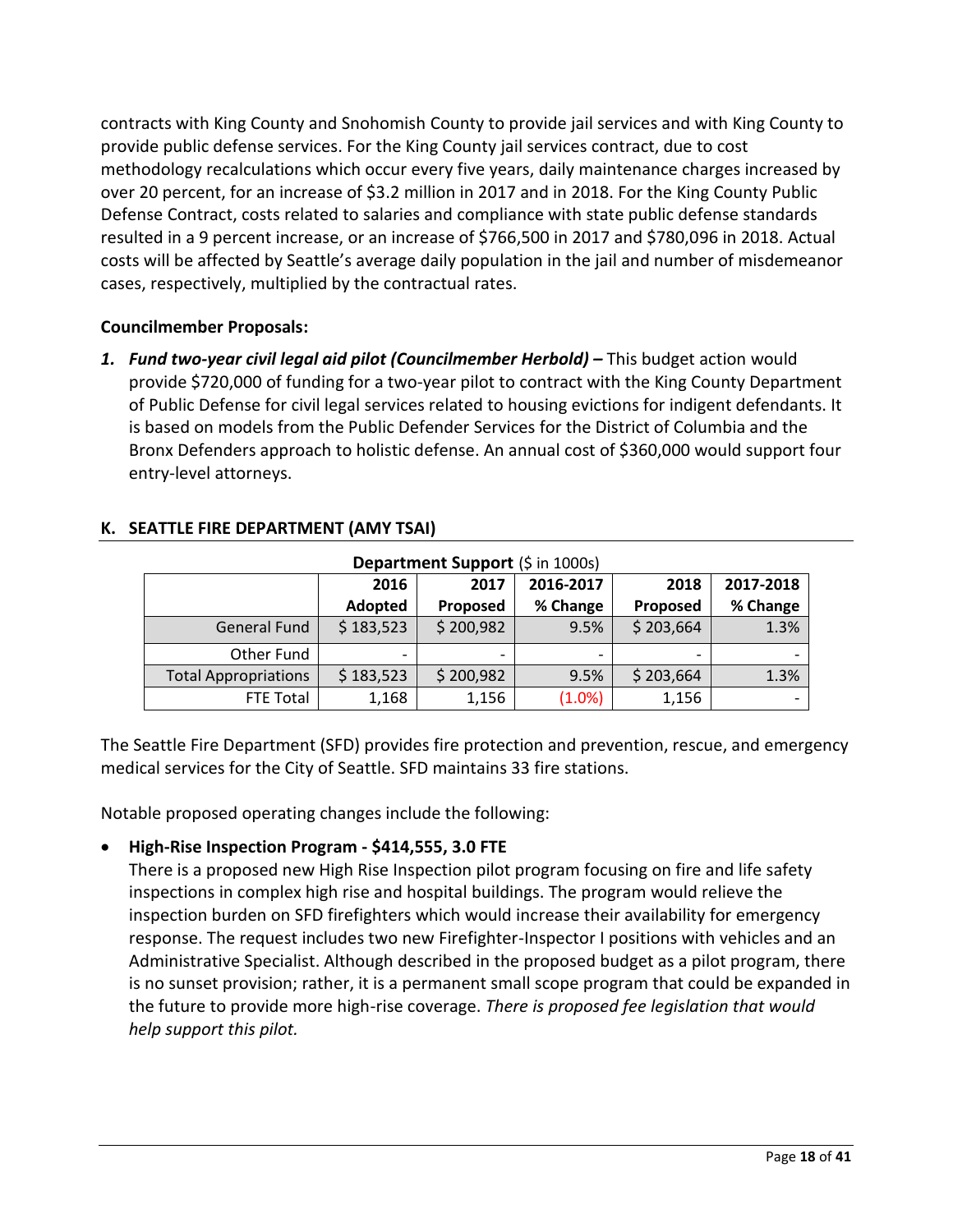contracts with King County and Snohomish County to provide jail services and with King County to provide public defense services. For the King County jail services contract, due to cost methodology recalculations which occur every five years, daily maintenance charges increased by over 20 percent, for an increase of $3.2 million in 2017 and in 2018. For the King County Public Defense Contract, costs related to salaries and compliance with state public defense standards resulted in a 9 percent increase, or an increase of $766,500 in 2017 and $780,096 in 2018. Actual costs will be affected by Seattle's average daily population in the jail and number of misdemeanor cases, respectively, multiplied by the contractual rates.

**Councilmember Proposals:**

1. ***Fund two-year civil legal aid pilot (Councilmember Herbold)* –** This budget action would provide $720,000 of funding for a two-year pilot to contract with the King County Department of Public Defense for civil legal services related to housing evictions for indigent defendants. It is based on models from the Public Defender Services for the District of Columbia and the Bronx Defenders approach to holistic defense. An annual cost of $360,000 would support four entry-level attorneys.

## K. SEATTLE FIRE DEPARTMENT (AMY TSAI)

**Department Support** ($ in 1000s)

| | 2016 Adopted | 2017 Proposed | 2016-2017 % Change | 2018 Proposed | 2017-2018 % Change |
|---|---|---|---|---|---|
| General Fund | $ 183,523 | $ 200,982 | 9.5% | $ 203,664 | 1.3% |
| Other Fund | - | - | - | - | - |
| Total Appropriations | $ 183,523 | $ 200,982 | 9.5% | $ 203,664 | 1.3% |
| FTE Total | 1,168 | 1,156 | (1.0%) | 1,156 | - |

The Seattle Fire Department (SFD) provides fire protection and prevention, rescue, and emergency medical services for the City of Seattle. SFD maintains 33 fire stations.

Notable proposed operating changes include the following:

- **High-Rise Inspection Program - $414,555, 3.0 FTE**
  There is a proposed new High Rise Inspection pilot program focusing on fire and life safety inspections in complex high rise and hospital buildings. The program would relieve the inspection burden on SFD firefighters which would increase their availability for emergency response. The request includes two new Firefighter-Inspector I positions with vehicles and an Administrative Specialist. Although described in the proposed budget as a pilot program, there is no sunset provision; rather, it is a permanent small scope program that could be expanded in the future to provide more high-rise coverage. *There is proposed fee legislation that would help support this pilot.*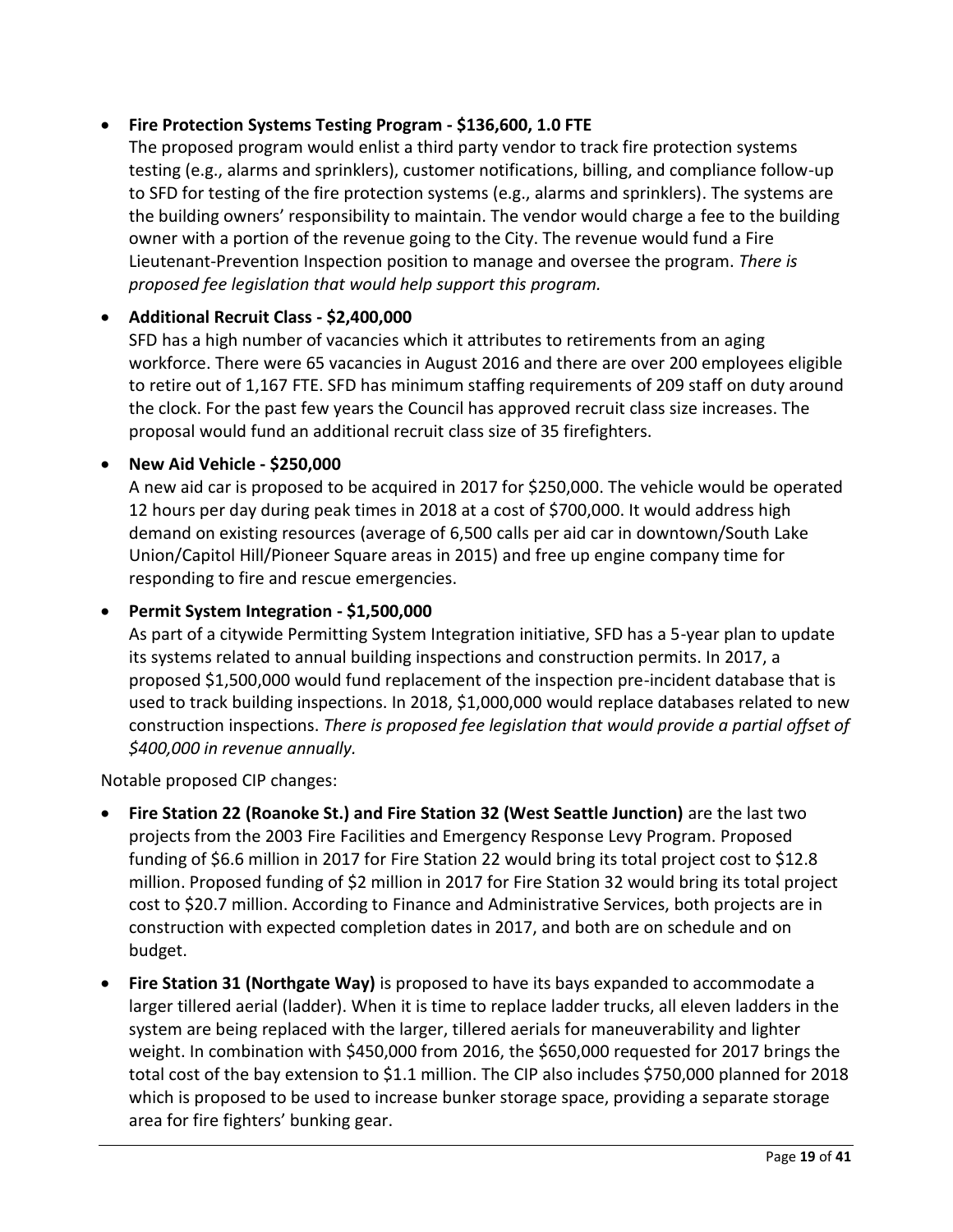- **Fire Protection Systems Testing Program - $136,600, 1.0 FTE**
  The proposed program would enlist a third party vendor to track fire protection systems testing (e.g., alarms and sprinklers), customer notifications, billing, and compliance follow-up to SFD for testing of the fire protection systems (e.g., alarms and sprinklers). The systems are the building owners' responsibility to maintain. The vendor would charge a fee to the building owner with a portion of the revenue going to the City. The revenue would fund a Fire Lieutenant-Prevention Inspection position to manage and oversee the program. *There is proposed fee legislation that would help support this program.*

- **Additional Recruit Class - $2,400,000**
  SFD has a high number of vacancies which it attributes to retirements from an aging workforce. There were 65 vacancies in August 2016 and there are over 200 employees eligible to retire out of 1,167 FTE. SFD has minimum staffing requirements of 209 staff on duty around the clock. For the past few years the Council has approved recruit class size increases. The proposal would fund an additional recruit class size of 35 firefighters.

- **New Aid Vehicle - $250,000**
  A new aid car is proposed to be acquired in 2017 for $250,000. The vehicle would be operated 12 hours per day during peak times in 2018 at a cost of $700,000. It would address high demand on existing resources (average of 6,500 calls per aid car in downtown/South Lake Union/Capitol Hill/Pioneer Square areas in 2015) and free up engine company time for responding to fire and rescue emergencies.

- **Permit System Integration - $1,500,000**
  As part of a citywide Permitting System Integration initiative, SFD has a 5-year plan to update its systems related to annual building inspections and construction permits. In 2017, a proposed $1,500,000 would fund replacement of the inspection pre-incident database that is used to track building inspections. In 2018, $1,000,000 would replace databases related to new construction inspections. *There is proposed fee legislation that would provide a partial offset of $400,000 in revenue annually.*

Notable proposed CIP changes:

- **Fire Station 22 (Roanoke St.) and Fire Station 32 (West Seattle Junction)** are the last two projects from the 2003 Fire Facilities and Emergency Response Levy Program. Proposed funding of $6.6 million in 2017 for Fire Station 22 would bring its total project cost to $12.8 million. Proposed funding of $2 million in 2017 for Fire Station 32 would bring its total project cost to $20.7 million. According to Finance and Administrative Services, both projects are in construction with expected completion dates in 2017, and both are on schedule and on budget.

- **Fire Station 31 (Northgate Way)** is proposed to have its bays expanded to accommodate a larger tillered aerial (ladder). When it is time to replace ladder trucks, all eleven ladders in the system are being replaced with the larger, tillered aerials for maneuverability and lighter weight. In combination with $450,000 from 2016, the $650,000 requested for 2017 brings the total cost of the bay extension to $1.1 million. The CIP also includes $750,000 planned for 2018 which is proposed to be used to increase bunker storage space, providing a separate storage area for fire fighters' bunking gear.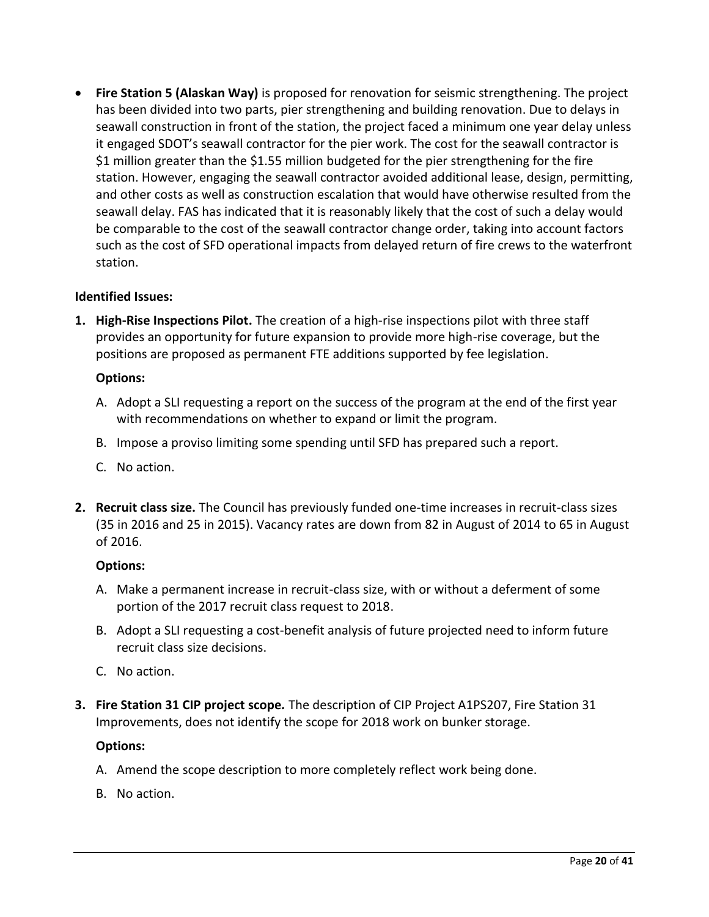- **Fire Station 5 (Alaskan Way)** is proposed for renovation for seismic strengthening. The project has been divided into two parts, pier strengthening and building renovation. Due to delays in seawall construction in front of the station, the project faced a minimum one year delay unless it engaged SDOT's seawall contractor for the pier work. The cost for the seawall contractor is $1 million greater than the $1.55 million budgeted for the pier strengthening for the fire station. However, engaging the seawall contractor avoided additional lease, design, permitting, and other costs as well as construction escalation that would have otherwise resulted from the seawall delay. FAS has indicated that it is reasonably likely that the cost of such a delay would be comparable to the cost of the seawall contractor change order, taking into account factors such as the cost of SFD operational impacts from delayed return of fire crews to the waterfront station.

**Identified Issues:**

1. **High-Rise Inspections Pilot.** The creation of a high-rise inspections pilot with three staff provides an opportunity for future expansion to provide more high-rise coverage, but the positions are proposed as permanent FTE additions supported by fee legislation.

   **Options:**

   A. Adopt a SLI requesting a report on the success of the program at the end of the first year with recommendations on whether to expand or limit the program.

   B. Impose a proviso limiting some spending until SFD has prepared such a report.

   C. No action.

2. **Recruit class size.** The Council has previously funded one-time increases in recruit-class sizes (35 in 2016 and 25 in 2015). Vacancy rates are down from 82 in August of 2014 to 65 in August of 2016.

   **Options:**

   A. Make a permanent increase in recruit-class size, with or without a deferment of some portion of the 2017 recruit class request to 2018.

   B. Adopt a SLI requesting a cost-benefit analysis of future projected need to inform future recruit class size decisions.

   C. No action.

3. **Fire Station 31 CIP project scope.** The description of CIP Project A1PS207, Fire Station 31 Improvements, does not identify the scope for 2018 work on bunker storage.

   **Options:**

   A. Amend the scope description to more completely reflect work being done.

   B. No action.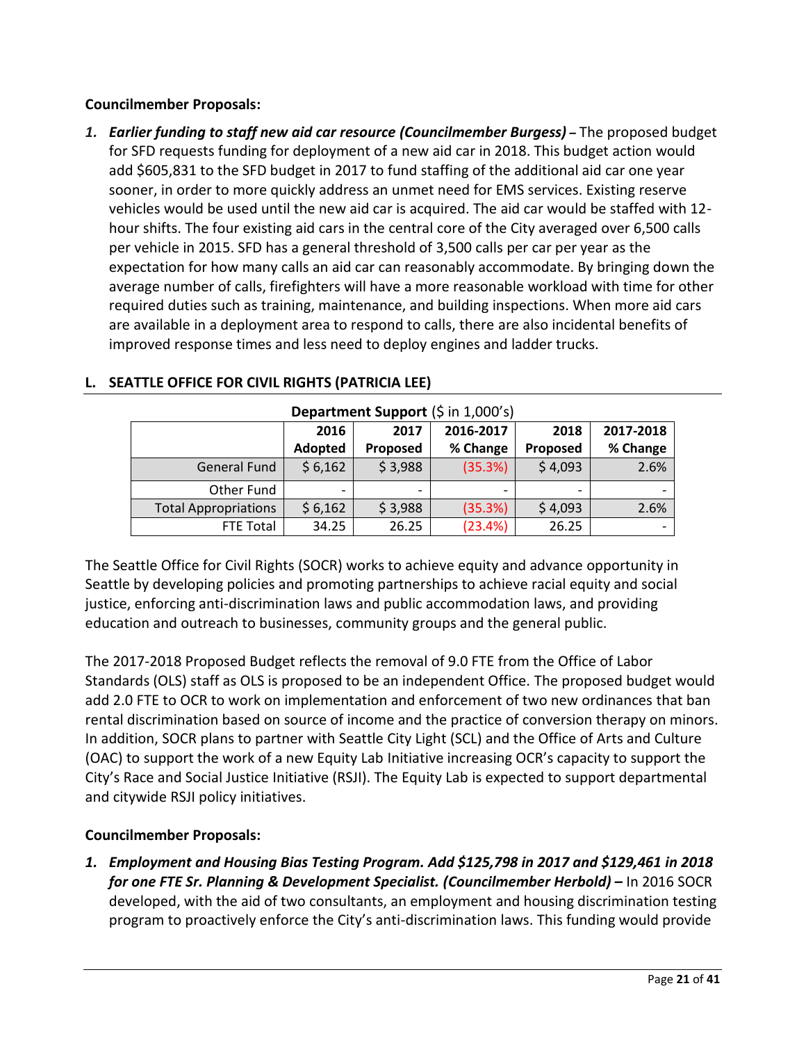**Councilmember Proposals:**

1. ***Earlier funding to staff new aid car resource (Councilmember Burgess) –*** The proposed budget for SFD requests funding for deployment of a new aid car in 2018. This budget action would add $605,831 to the SFD budget in 2017 to fund staffing of the additional aid car one year sooner, in order to more quickly address an unmet need for EMS services. Existing reserve vehicles would be used until the new aid car is acquired. The aid car would be staffed with 12-hour shifts. The four existing aid cars in the central core of the City averaged over 6,500 calls per vehicle in 2015. SFD has a general threshold of 3,500 calls per car per year as the expectation for how many calls an aid car can reasonably accommodate. By bringing down the average number of calls, firefighters will have a more reasonable workload with time for other required duties such as training, maintenance, and building inspections. When more aid cars are available in a deployment area to respond to calls, there are also incidental benefits of improved response times and less need to deploy engines and ladder trucks.

## L. SEATTLE OFFICE FOR CIVIL RIGHTS (PATRICIA LEE)

**Department Support** ($ in 1,000's)

| | 2016 Adopted | 2017 Proposed | 2016-2017 % Change | 2018 Proposed | 2017-2018 % Change |
|---|---|---|---|---|---|
| General Fund | $ 6,162 | $ 3,988 | (35.3%) | $ 4,093 | 2.6% |
| Other Fund | - | - | - | - | - |
| Total Appropriations | $ 6,162 | $ 3,988 | (35.3%) | $ 4,093 | 2.6% |
| FTE Total | 34.25 | 26.25 | (23.4%) | 26.25 | - |

The Seattle Office for Civil Rights (SOCR) works to achieve equity and advance opportunity in Seattle by developing policies and promoting partnerships to achieve racial equity and social justice, enforcing anti-discrimination laws and public accommodation laws, and providing education and outreach to businesses, community groups and the general public.

The 2017-2018 Proposed Budget reflects the removal of 9.0 FTE from the Office of Labor Standards (OLS) staff as OLS is proposed to be an independent Office. The proposed budget would add 2.0 FTE to OCR to work on implementation and enforcement of two new ordinances that ban rental discrimination based on source of income and the practice of conversion therapy on minors. In addition, SOCR plans to partner with Seattle City Light (SCL) and the Office of Arts and Culture (OAC) to support the work of a new Equity Lab Initiative increasing OCR's capacity to support the City's Race and Social Justice Initiative (RSJI). The Equity Lab is expected to support departmental and citywide RSJI policy initiatives.

**Councilmember Proposals:**

1. ***Employment and Housing Bias Testing Program. Add $125,798 in 2017 and $129,461 in 2018 for one FTE Sr. Planning & Development Specialist. (Councilmember Herbold) –*** In 2016 SOCR developed, with the aid of two consultants, an employment and housing discrimination testing program to proactively enforce the City's anti-discrimination laws. This funding would provide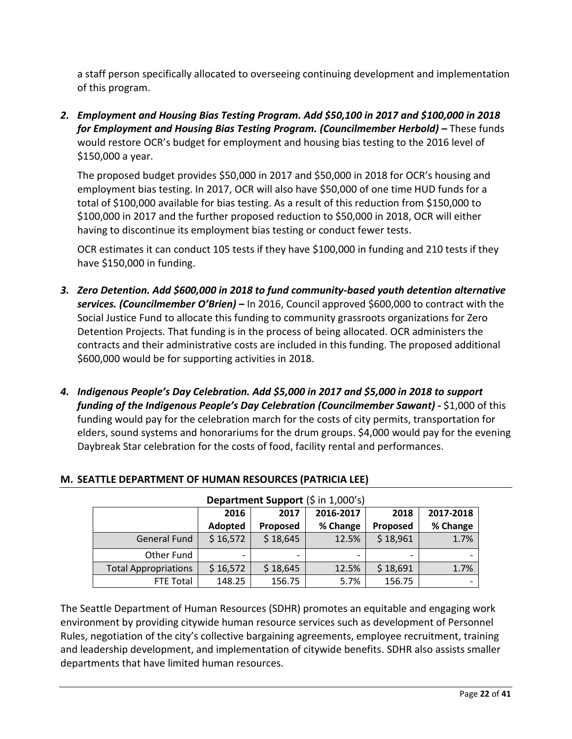a staff person specifically allocated to overseeing continuing development and implementation of this program.

2. ***Employment and Housing Bias Testing Program. Add $50,100 in 2017 and $100,000 in 2018 for Employment and Housing Bias Testing Program. (Councilmember Herbold) –*** These funds would restore OCR's budget for employment and housing bias testing to the 2016 level of $150,000 a year.

   The proposed budget provides $50,000 in 2017 and $50,000 in 2018 for OCR's housing and employment bias testing. In 2017, OCR will also have $50,000 of one time HUD funds for a total of $100,000 available for bias testing. As a result of this reduction from $150,000 to $100,000 in 2017 and the further proposed reduction to $50,000 in 2018, OCR will either having to discontinue its employment bias testing or conduct fewer tests.

   OCR estimates it can conduct 105 tests if they have $100,000 in funding and 210 tests if they have $150,000 in funding.

3. ***Zero Detention. Add $600,000 in 2018 to fund community-based youth detention alternative services. (Councilmember O'Brien) –*** In 2016, Council approved $600,000 to contract with the Social Justice Fund to allocate this funding to community grassroots organizations for Zero Detention Projects. That funding is in the process of being allocated. OCR administers the contracts and their administrative costs are included in this funding. The proposed additional $600,000 would be for supporting activities in 2018.

4. ***Indigenous People's Day Celebration. Add $5,000 in 2017 and $5,000 in 2018 to support funding of the Indigenous People's Day Celebration (Councilmember Sawant) -*** $1,000 of this funding would pay for the celebration march for the costs of city permits, transportation for elders, sound systems and honorariums for the drum groups. $4,000 would pay for the evening Daybreak Star celebration for the costs of food, facility rental and performances.

## M. SEATTLE DEPARTMENT OF HUMAN RESOURCES (PATRICIA LEE)

**Department Support** ($ in 1,000's)

| | 2016 Adopted | 2017 Proposed | 2016-2017 % Change | 2018 Proposed | 2017-2018 % Change |
|---|---|---|---|---|---|
| General Fund | $ 16,572 | $ 18,645 | 12.5% | $ 18,961 | 1.7% |
| Other Fund | - | - | - | - | - |
| Total Appropriations | $ 16,572 | $ 18,645 | 12.5% | $ 18,691 | 1.7% |
| FTE Total | 148.25 | 156.75 | 5.7% | 156.75 | - |

The Seattle Department of Human Resources (SDHR) promotes an equitable and engaging work environment by providing citywide human resource services such as development of Personnel Rules, negotiation of the city's collective bargaining agreements, employee recruitment, training and leadership development, and implementation of citywide benefits. SDHR also assists smaller departments that have limited human resources.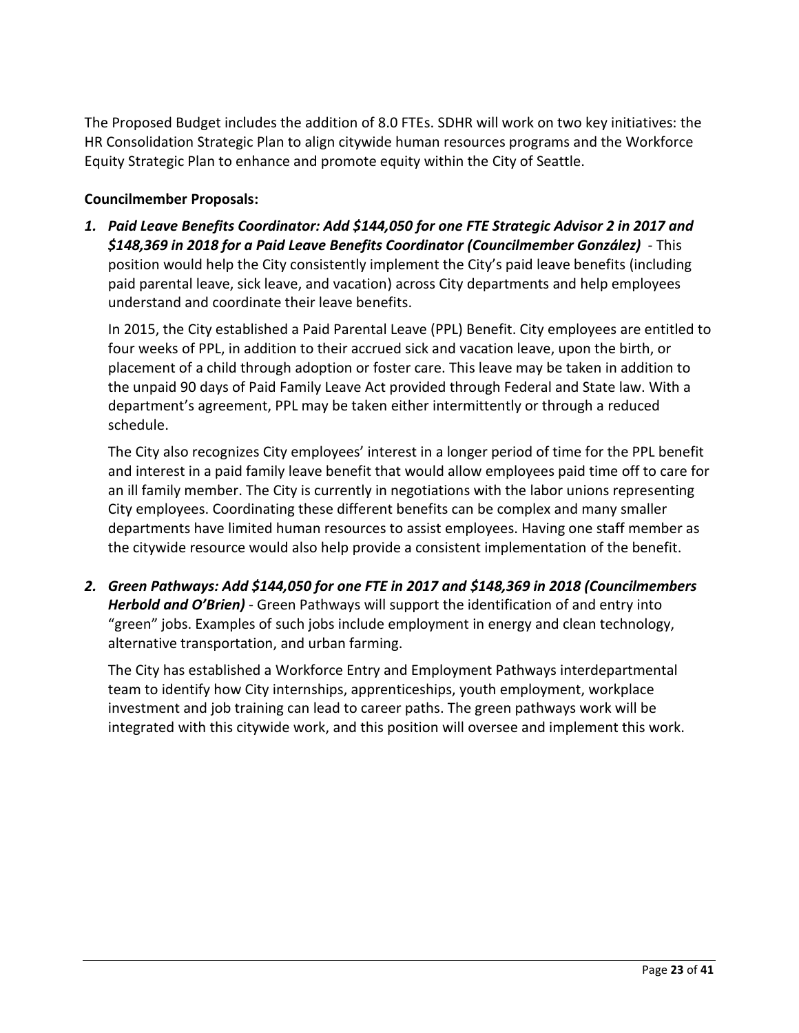The Proposed Budget includes the addition of 8.0 FTEs. SDHR will work on two key initiatives: the HR Consolidation Strategic Plan to align citywide human resources programs and the Workforce Equity Strategic Plan to enhance and promote equity within the City of Seattle.

**Councilmember Proposals:**

1. ***Paid Leave Benefits Coordinator: Add $144,050 for one FTE Strategic Advisor 2 in 2017 and $148,369 in 2018 for a Paid Leave Benefits Coordinator (Councilmember González)*** - This position would help the City consistently implement the City's paid leave benefits (including paid parental leave, sick leave, and vacation) across City departments and help employees understand and coordinate their leave benefits.

   In 2015, the City established a Paid Parental Leave (PPL) Benefit. City employees are entitled to four weeks of PPL, in addition to their accrued sick and vacation leave, upon the birth, or placement of a child through adoption or foster care. This leave may be taken in addition to the unpaid 90 days of Paid Family Leave Act provided through Federal and State law. With a department's agreement, PPL may be taken either intermittently or through a reduced schedule.

   The City also recognizes City employees' interest in a longer period of time for the PPL benefit and interest in a paid family leave benefit that would allow employees paid time off to care for an ill family member. The City is currently in negotiations with the labor unions representing City employees. Coordinating these different benefits can be complex and many smaller departments have limited human resources to assist employees. Having one staff member as the citywide resource would also help provide a consistent implementation of the benefit.

2. ***Green Pathways: Add $144,050 for one FTE in 2017 and $148,369 in 2018 (Councilmembers Herbold and O'Brien)*** - Green Pathways will support the identification of and entry into "green" jobs. Examples of such jobs include employment in energy and clean technology, alternative transportation, and urban farming.

   The City has established a Workforce Entry and Employment Pathways interdepartmental team to identify how City internships, apprenticeships, youth employment, workplace investment and job training can lead to career paths. The green pathways work will be integrated with this citywide work, and this position will oversee and implement this work.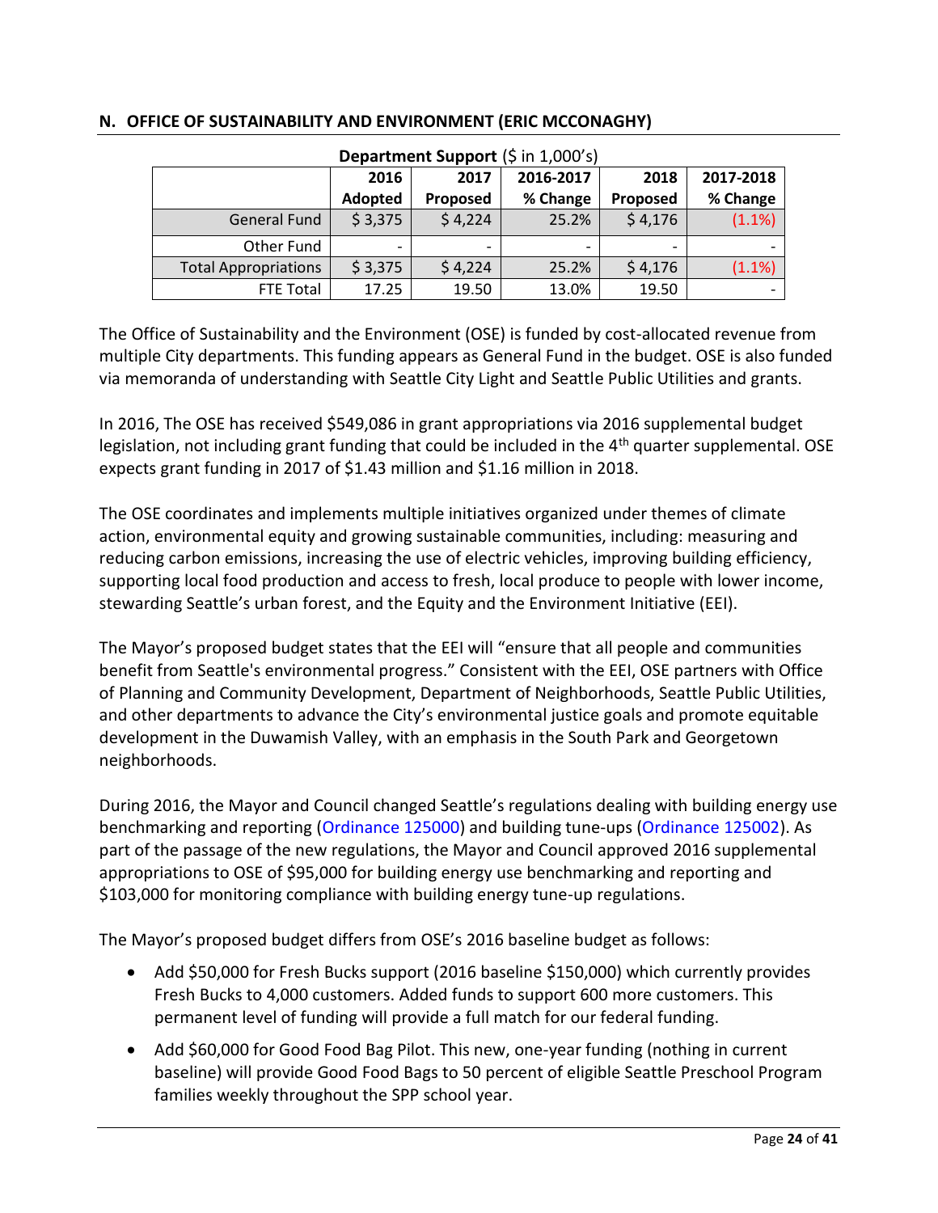## N. OFFICE OF SUSTAINABILITY AND ENVIRONMENT (ERIC MCCONAGHY)

**Department Support** ($ in 1,000's)

| | 2016 Adopted | 2017 Proposed | 2016-2017 % Change | 2018 Proposed | 2017-2018 % Change |
|---|---|---|---|---|---|
| General Fund | $ 3,375 | $ 4,224 | 25.2% | $ 4,176 | (1.1%) |
| Other Fund | - | - | - | - | - |
| Total Appropriations | $ 3,375 | $ 4,224 | 25.2% | $ 4,176 | (1.1%) |
| FTE Total | 17.25 | 19.50 | 13.0% | 19.50 | - |

The Office of Sustainability and the Environment (OSE) is funded by cost-allocated revenue from multiple City departments. This funding appears as General Fund in the budget. OSE is also funded via memoranda of understanding with Seattle City Light and Seattle Public Utilities and grants.

In 2016, The OSE has received $549,086 in grant appropriations via 2016 supplemental budget legislation, not including grant funding that could be included in the 4th quarter supplemental. OSE expects grant funding in 2017 of $1.43 million and $1.16 million in 2018.

The OSE coordinates and implements multiple initiatives organized under themes of climate action, environmental equity and growing sustainable communities, including: measuring and reducing carbon emissions, increasing the use of electric vehicles, improving building efficiency, supporting local food production and access to fresh, local produce to people with lower income, stewarding Seattle's urban forest, and the Equity and the Environment Initiative (EEI).

The Mayor's proposed budget states that the EEI will "ensure that all people and communities benefit from Seattle's environmental progress." Consistent with the EEI, OSE partners with Office of Planning and Community Development, Department of Neighborhoods, Seattle Public Utilities, and other departments to advance the City's environmental justice goals and promote equitable development in the Duwamish Valley, with an emphasis in the South Park and Georgetown neighborhoods.

During 2016, the Mayor and Council changed Seattle's regulations dealing with building energy use benchmarking and reporting (Ordinance 125000) and building tune-ups (Ordinance 125002). As part of the passage of the new regulations, the Mayor and Council approved 2016 supplemental appropriations to OSE of $95,000 for building energy use benchmarking and reporting and $103,000 for monitoring compliance with building energy tune-up regulations.

The Mayor's proposed budget differs from OSE's 2016 baseline budget as follows:

- Add $50,000 for Fresh Bucks support (2016 baseline $150,000) which currently provides Fresh Bucks to 4,000 customers. Added funds to support 600 more customers. This permanent level of funding will provide a full match for our federal funding.
- Add $60,000 for Good Food Bag Pilot. This new, one-year funding (nothing in current baseline) will provide Good Food Bags to 50 percent of eligible Seattle Preschool Program families weekly throughout the SPP school year.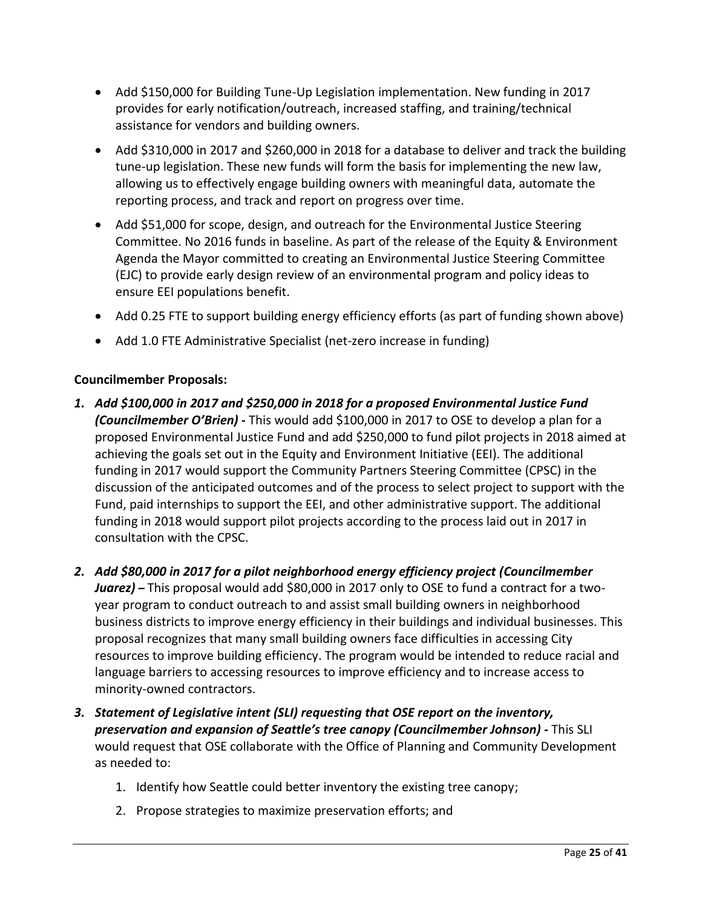- Add $150,000 for Building Tune-Up Legislation implementation. New funding in 2017 provides for early notification/outreach, increased staffing, and training/technical assistance for vendors and building owners.
- Add $310,000 in 2017 and $260,000 in 2018 for a database to deliver and track the building tune-up legislation. These new funds will form the basis for implementing the new law, allowing us to effectively engage building owners with meaningful data, automate the reporting process, and track and report on progress over time.
- Add $51,000 for scope, design, and outreach for the Environmental Justice Steering Committee. No 2016 funds in baseline. As part of the release of the Equity & Environment Agenda the Mayor committed to creating an Environmental Justice Steering Committee (EJC) to provide early design review of an environmental program and policy ideas to ensure EEI populations benefit.
- Add 0.25 FTE to support building energy efficiency efforts (as part of funding shown above)
- Add 1.0 FTE Administrative Specialist (net-zero increase in funding)

**Councilmember Proposals:**

1. ***Add $100,000 in 2017 and $250,000 in 2018 for a proposed Environmental Justice Fund (Councilmember O'Brien) -*** This would add $100,000 in 2017 to OSE to develop a plan for a proposed Environmental Justice Fund and add $250,000 to fund pilot projects in 2018 aimed at achieving the goals set out in the Equity and Environment Initiative (EEI). The additional funding in 2017 would support the Community Partners Steering Committee (CPSC) in the discussion of the anticipated outcomes and of the process to select project to support with the Fund, paid internships to support the EEI, and other administrative support. The additional funding in 2018 would support pilot projects according to the process laid out in 2017 in consultation with the CPSC.

2. ***Add $80,000 in 2017 for a pilot neighborhood energy efficiency project (Councilmember Juarez) –*** This proposal would add $80,000 in 2017 only to OSE to fund a contract for a two-year program to conduct outreach to and assist small building owners in neighborhood business districts to improve energy efficiency in their buildings and individual businesses. This proposal recognizes that many small building owners face difficulties in accessing City resources to improve building efficiency. The program would be intended to reduce racial and language barriers to accessing resources to improve efficiency and to increase access to minority-owned contractors.

3. ***Statement of Legislative intent (SLI) requesting that OSE report on the inventory, preservation and expansion of Seattle's tree canopy (Councilmember Johnson) -*** This SLI would request that OSE collaborate with the Office of Planning and Community Development as needed to:

    1. Identify how Seattle could better inventory the existing tree canopy;
    2. Propose strategies to maximize preservation efforts; and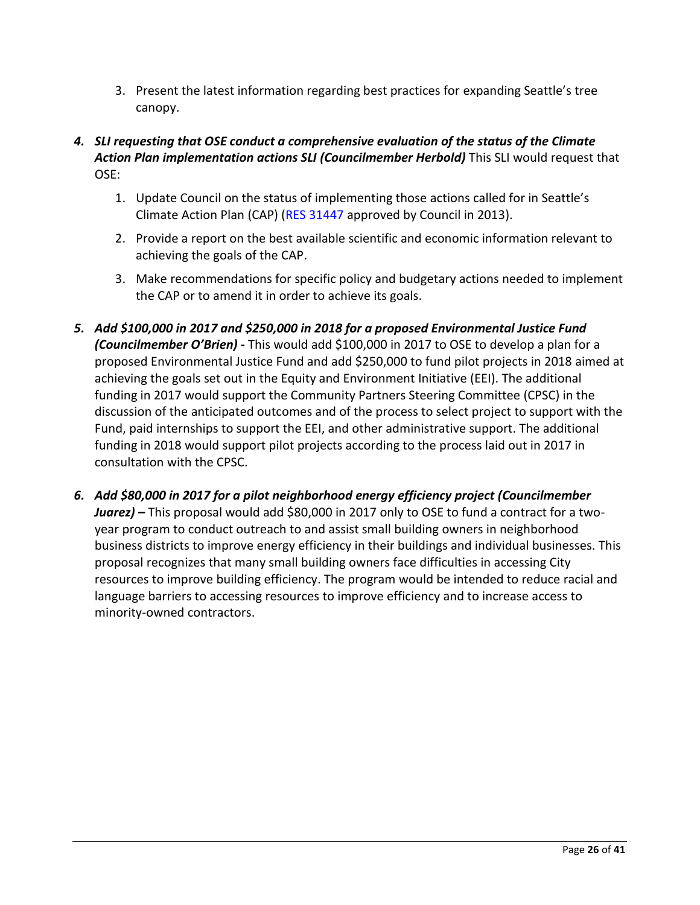3. Present the latest information regarding best practices for expanding Seattle's tree canopy.

4. ***SLI requesting that OSE conduct a comprehensive evaluation of the status of the Climate Action Plan implementation actions SLI (Councilmember Herbold)*** This SLI would request that OSE:

    1. Update Council on the status of implementing those actions called for in Seattle's Climate Action Plan (CAP) (RES 31447 approved by Council in 2013).
    2. Provide a report on the best available scientific and economic information relevant to achieving the goals of the CAP.
    3. Make recommendations for specific policy and budgetary actions needed to implement the CAP or to amend it in order to achieve its goals.

5. ***Add $100,000 in 2017 and $250,000 in 2018 for a proposed Environmental Justice Fund (Councilmember O'Brien) -*** This would add $100,000 in 2017 to OSE to develop a plan for a proposed Environmental Justice Fund and add $250,000 to fund pilot projects in 2018 aimed at achieving the goals set out in the Equity and Environment Initiative (EEI). The additional funding in 2017 would support the Community Partners Steering Committee (CPSC) in the discussion of the anticipated outcomes and of the process to select project to support with the Fund, paid internships to support the EEI, and other administrative support. The additional funding in 2018 would support pilot projects according to the process laid out in 2017 in consultation with the CPSC.

6. ***Add $80,000 in 2017 for a pilot neighborhood energy efficiency project (Councilmember Juarez) –*** This proposal would add $80,000 in 2017 only to OSE to fund a contract for a two-year program to conduct outreach to and assist small building owners in neighborhood business districts to improve energy efficiency in their buildings and individual businesses. This proposal recognizes that many small building owners face difficulties in accessing City resources to improve building efficiency. The program would be intended to reduce racial and language barriers to accessing resources to improve efficiency and to increase access to minority-owned contractors.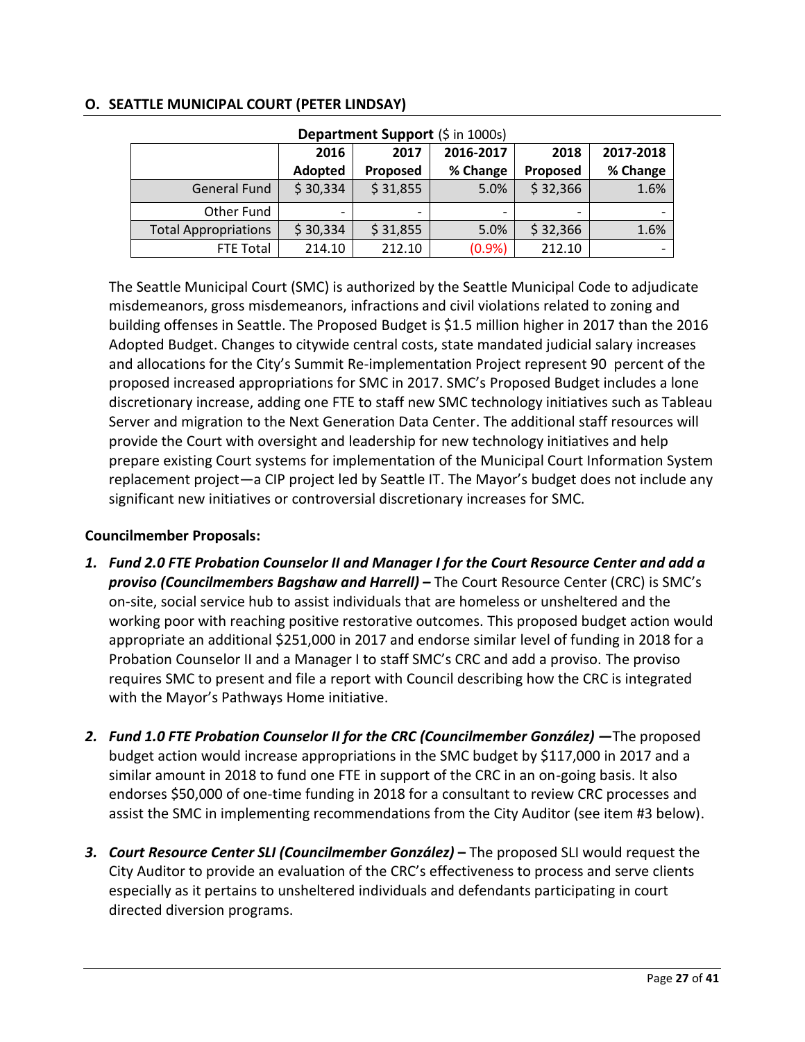## O. SEATTLE MUNICIPAL COURT (PETER LINDSAY)

**Department Support** ($ in 1000s)

| | 2016 Adopted | 2017 Proposed | 2016-2017 % Change | 2018 Proposed | 2017-2018 % Change |
|---|---|---|---|---|---|
| General Fund | $ 30,334 | $ 31,855 | 5.0% | $ 32,366 | 1.6% |
| Other Fund | - | - | - | - | - |
| Total Appropriations | $ 30,334 | $ 31,855 | 5.0% | $ 32,366 | 1.6% |
| FTE Total | 214.10 | 212.10 | (0.9%) | 212.10 | - |

The Seattle Municipal Court (SMC) is authorized by the Seattle Municipal Code to adjudicate misdemeanors, gross misdemeanors, infractions and civil violations related to zoning and building offenses in Seattle. The Proposed Budget is $1.5 million higher in 2017 than the 2016 Adopted Budget. Changes to citywide central costs, state mandated judicial salary increases and allocations for the City's Summit Re-implementation Project represent 90 percent of the proposed increased appropriations for SMC in 2017. SMC's Proposed Budget includes a lone discretionary increase, adding one FTE to staff new SMC technology initiatives such as Tableau Server and migration to the Next Generation Data Center. The additional staff resources will provide the Court with oversight and leadership for new technology initiatives and help prepare existing Court systems for implementation of the Municipal Court Information System replacement project—a CIP project led by Seattle IT. The Mayor's budget does not include any significant new initiatives or controversial discretionary increases for SMC.

**Councilmember Proposals:**

1. ***Fund 2.0 FTE Probation Counselor II and Manager I for the Court Resource Center and add a proviso (Councilmembers Bagshaw and Harrell) –*** The Court Resource Center (CRC) is SMC's on-site, social service hub to assist individuals that are homeless or unsheltered and the working poor with reaching positive restorative outcomes. This proposed budget action would appropriate an additional $251,000 in 2017 and endorse similar level of funding in 2018 for a Probation Counselor II and a Manager I to staff SMC's CRC and add a proviso. The proviso requires SMC to present and file a report with Council describing how the CRC is integrated with the Mayor's Pathways Home initiative.

2. ***Fund 1.0 FTE Probation Counselor II for the CRC (Councilmember González) —***The proposed budget action would increase appropriations in the SMC budget by $117,000 in 2017 and a similar amount in 2018 to fund one FTE in support of the CRC in an on-going basis. It also endorses $50,000 of one-time funding in 2018 for a consultant to review CRC processes and assist the SMC in implementing recommendations from the City Auditor (see item #3 below).

3. ***Court Resource Center SLI (Councilmember González) –*** The proposed SLI would request the City Auditor to provide an evaluation of the CRC's effectiveness to process and serve clients especially as it pertains to unsheltered individuals and defendants participating in court directed diversion programs.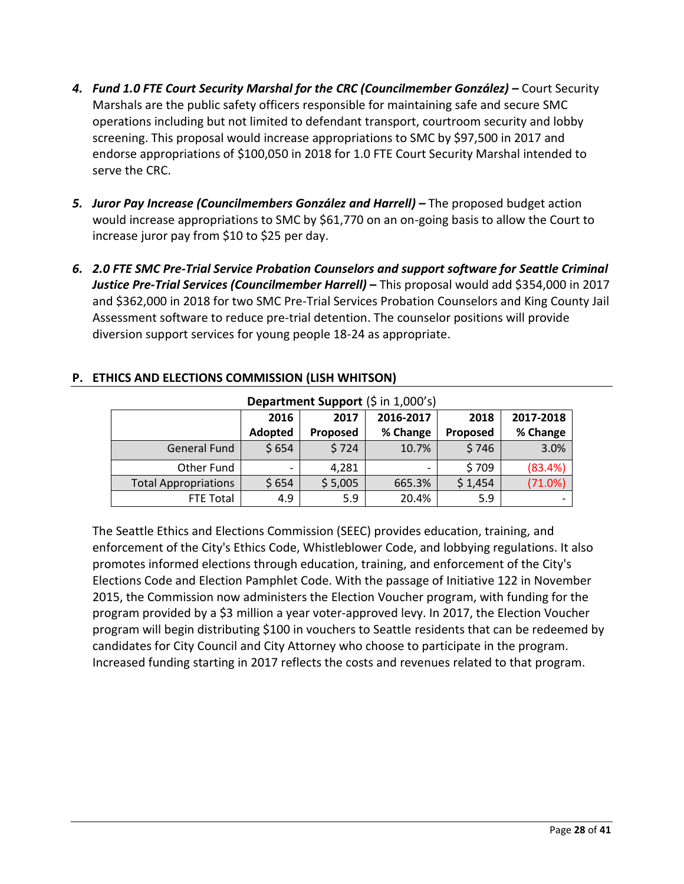4. ***Fund 1.0 FTE Court Security Marshal for the CRC (Councilmember González) –*** Court Security Marshals are the public safety officers responsible for maintaining safe and secure SMC operations including but not limited to defendant transport, courtroom security and lobby screening. This proposal would increase appropriations to SMC by $97,500 in 2017 and endorse appropriations of $100,050 in 2018 for 1.0 FTE Court Security Marshal intended to serve the CRC.

5. ***Juror Pay Increase (Councilmembers González and Harrell) –*** The proposed budget action would increase appropriations to SMC by $61,770 on an on-going basis to allow the Court to increase juror pay from $10 to $25 per day.

6. ***2.0 FTE SMC Pre-Trial Service Probation Counselors and support software for Seattle Criminal Justice Pre-Trial Services (Councilmember Harrell) –*** This proposal would add $354,000 in 2017 and $362,000 in 2018 for two SMC Pre-Trial Services Probation Counselors and King County Jail Assessment software to reduce pre-trial detention. The counselor positions will provide diversion support services for young people 18-24 as appropriate.

## P. ETHICS AND ELECTIONS COMMISSION (LISH WHITSON)

**Department Support** ($ in 1,000's)

| | 2016 Adopted | 2017 Proposed | 2016-2017 % Change | 2018 Proposed | 2017-2018 % Change |
|---|---|---|---|---|---|
| General Fund | $ 654 | $ 724 | 10.7% | $ 746 | 3.0% |
| Other Fund | - | 4,281 | - | $ 709 | (83.4%) |
| Total Appropriations | $ 654 | $ 5,005 | 665.3% | $ 1,454 | (71.0%) |
| FTE Total | 4.9 | 5.9 | 20.4% | 5.9 | - |

The Seattle Ethics and Elections Commission (SEEC) provides education, training, and enforcement of the City's Ethics Code, Whistleblower Code, and lobbying regulations. It also promotes informed elections through education, training, and enforcement of the City's Elections Code and Election Pamphlet Code. With the passage of Initiative 122 in November 2015, the Commission now administers the Election Voucher program, with funding for the program provided by a $3 million a year voter-approved levy. In 2017, the Election Voucher program will begin distributing $100 in vouchers to Seattle residents that can be redeemed by candidates for City Council and City Attorney who choose to participate in the program. Increased funding starting in 2017 reflects the costs and revenues related to that program.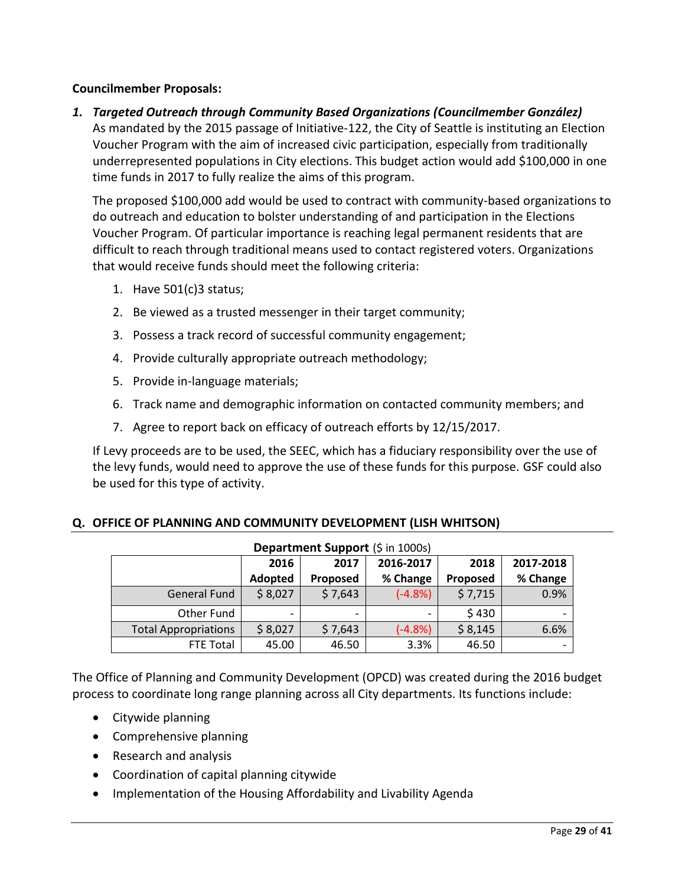**Councilmember Proposals:**

1. ***Targeted Outreach through Community Based Organizations (Councilmember González)***

   As mandated by the 2015 passage of Initiative-122, the City of Seattle is instituting an Election Voucher Program with the aim of increased civic participation, especially from traditionally underrepresented populations in City elections. This budget action would add $100,000 in one time funds in 2017 to fully realize the aims of this program.

   The proposed $100,000 add would be used to contract with community-based organizations to do outreach and education to bolster understanding of and participation in the Elections Voucher Program. Of particular importance is reaching legal permanent residents that are difficult to reach through traditional means used to contact registered voters. Organizations that would receive funds should meet the following criteria:

   1. Have 501(c)3 status;
   2. Be viewed as a trusted messenger in their target community;
   3. Possess a track record of successful community engagement;
   4. Provide culturally appropriate outreach methodology;
   5. Provide in-language materials;
   6. Track name and demographic information on contacted community members; and
   7. Agree to report back on efficacy of outreach efforts by 12/15/2017.

   If Levy proceeds are to be used, the SEEC, which has a fiduciary responsibility over the use of the levy funds, would need to approve the use of these funds for this purpose. GSF could also be used for this type of activity.

## Q. OFFICE OF PLANNING AND COMMUNITY DEVELOPMENT (LISH WHITSON)

**Department Support** ($ in 1000s)

| | 2016 Adopted | 2017 Proposed | 2016-2017 % Change | 2018 Proposed | 2017-2018 % Change |
|---|---|---|---|---|---|
| General Fund | $ 8,027 | $ 7,643 | (-4.8%) | $ 7,715 | 0.9% |
| Other Fund | - | - | - | $ 430 | - |
| Total Appropriations | $ 8,027 | $ 7,643 | (-4.8%) | $ 8,145 | 6.6% |
| FTE Total | 45.00 | 46.50 | 3.3% | 46.50 | - |

The Office of Planning and Community Development (OPCD) was created during the 2016 budget process to coordinate long range planning across all City departments. Its functions include:

- Citywide planning
- Comprehensive planning
- Research and analysis
- Coordination of capital planning citywide
- Implementation of the Housing Affordability and Livability Agenda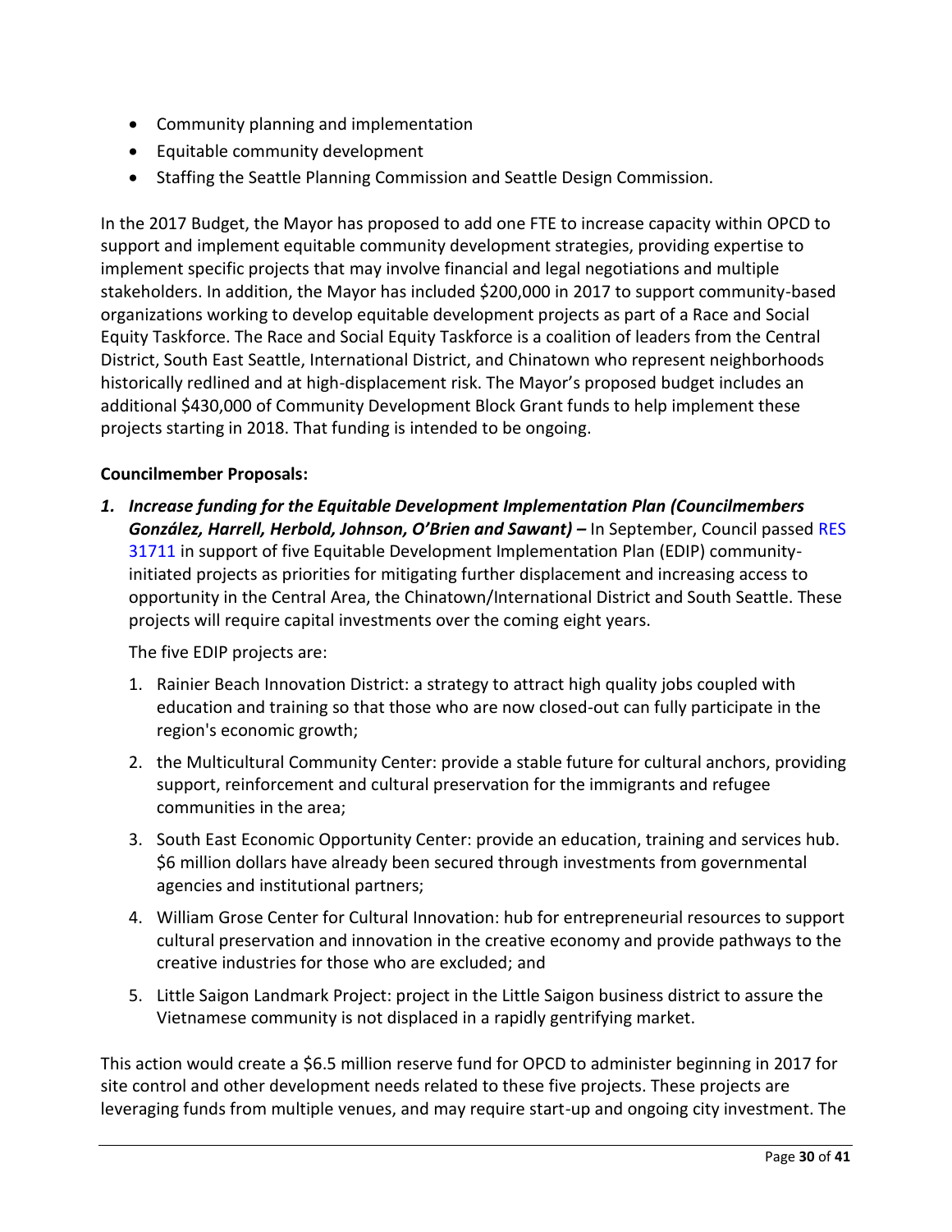- Community planning and implementation
- Equitable community development
- Staffing the Seattle Planning Commission and Seattle Design Commission.

In the 2017 Budget, the Mayor has proposed to add one FTE to increase capacity within OPCD to support and implement equitable community development strategies, providing expertise to implement specific projects that may involve financial and legal negotiations and multiple stakeholders. In addition, the Mayor has included $200,000 in 2017 to support community-based organizations working to develop equitable development projects as part of a Race and Social Equity Taskforce. The Race and Social Equity Taskforce is a coalition of leaders from the Central District, South East Seattle, International District, and Chinatown who represent neighborhoods historically redlined and at high-displacement risk. The Mayor's proposed budget includes an additional $430,000 of Community Development Block Grant funds to help implement these projects starting in 2018. That funding is intended to be ongoing.

**Councilmember Proposals:**

1. ***Increase funding for the Equitable Development Implementation Plan (Councilmembers González, Harrell, Herbold, Johnson, O'Brien and Sawant) –*** In September, Council passed RES 31711 in support of five Equitable Development Implementation Plan (EDIP) community-initiated projects as priorities for mitigating further displacement and increasing access to opportunity in the Central Area, the Chinatown/International District and South Seattle. These projects will require capital investments over the coming eight years.

   The five EDIP projects are:

   1. Rainier Beach Innovation District: a strategy to attract high quality jobs coupled with education and training so that those who are now closed-out can fully participate in the region's economic growth;
   2. the Multicultural Community Center: provide a stable future for cultural anchors, providing support, reinforcement and cultural preservation for the immigrants and refugee communities in the area;
   3. South East Economic Opportunity Center: provide an education, training and services hub. $6 million dollars have already been secured through investments from governmental agencies and institutional partners;
   4. William Grose Center for Cultural Innovation: hub for entrepreneurial resources to support cultural preservation and innovation in the creative economy and provide pathways to the creative industries for those who are excluded; and
   5. Little Saigon Landmark Project: project in the Little Saigon business district to assure the Vietnamese community is not displaced in a rapidly gentrifying market.

This action would create a $6.5 million reserve fund for OPCD to administer beginning in 2017 for site control and other development needs related to these five projects. These projects are leveraging funds from multiple venues, and may require start-up and ongoing city investment. The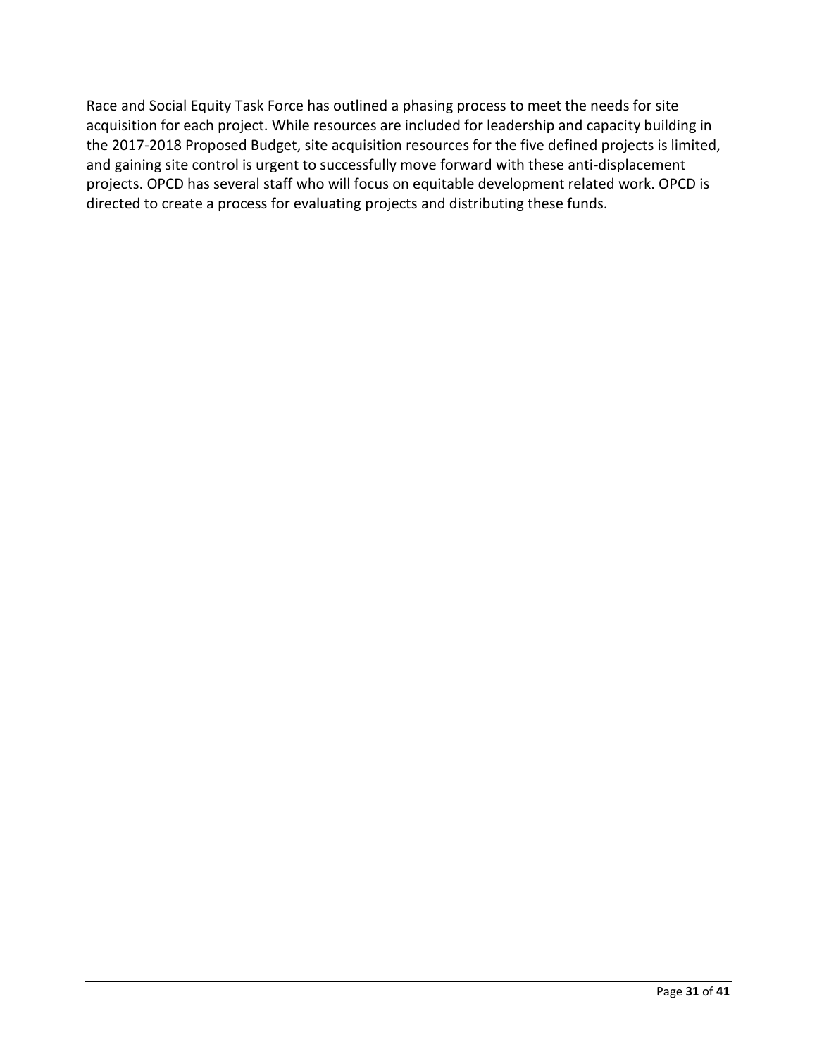Race and Social Equity Task Force has outlined a phasing process to meet the needs for site acquisition for each project. While resources are included for leadership and capacity building in the 2017-2018 Proposed Budget, site acquisition resources for the five defined projects is limited, and gaining site control is urgent to successfully move forward with these anti-displacement projects. OPCD has several staff who will focus on equitable development related work. OPCD is directed to create a process for evaluating projects and distributing these funds.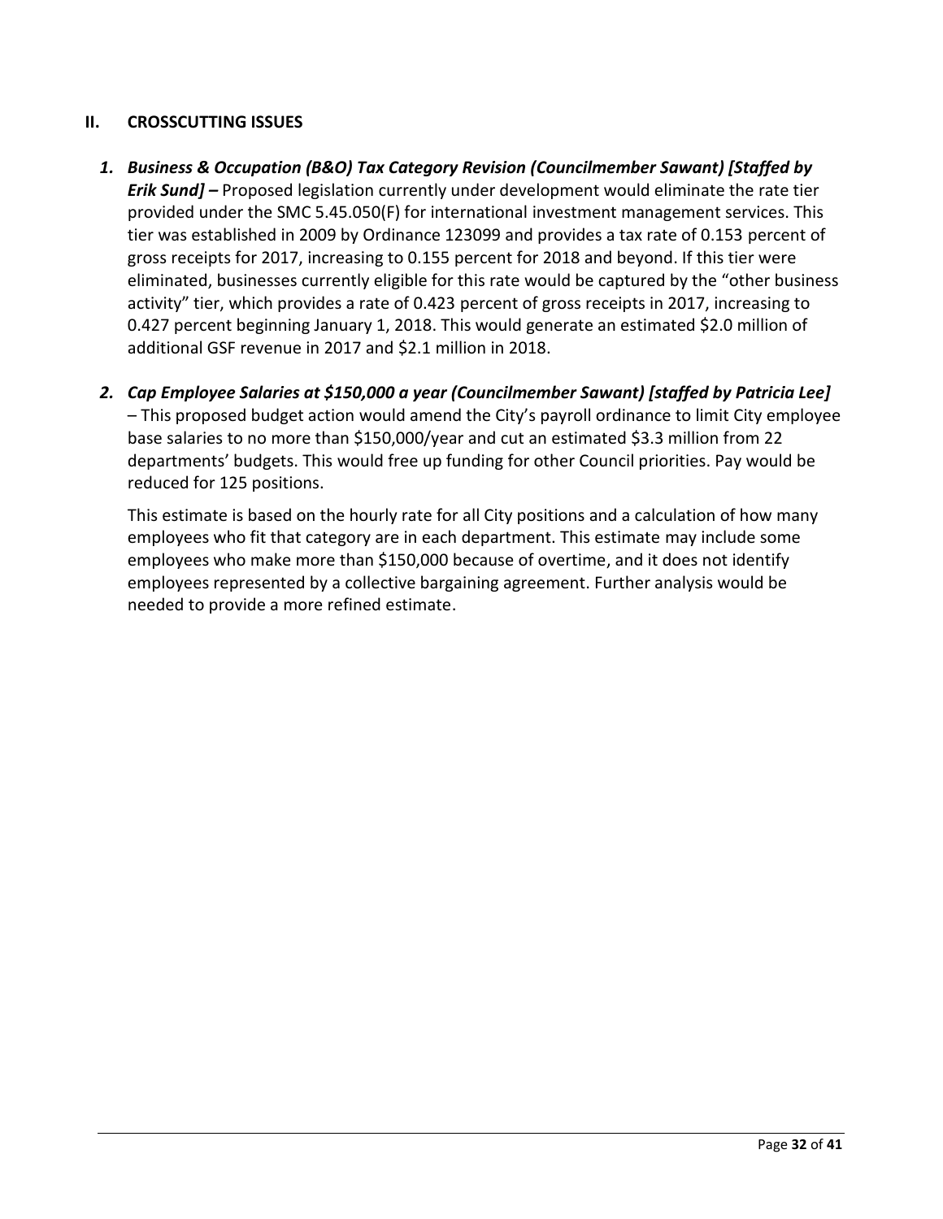## II. CROSSCUTTING ISSUES

1. ***Business & Occupation (B&O) Tax Category Revision (Councilmember Sawant) [Staffed by Erik Sund] –*** Proposed legislation currently under development would eliminate the rate tier provided under the SMC 5.45.050(F) for international investment management services. This tier was established in 2009 by Ordinance 123099 and provides a tax rate of 0.153 percent of gross receipts for 2017, increasing to 0.155 percent for 2018 and beyond. If this tier were eliminated, businesses currently eligible for this rate would be captured by the "other business activity" tier, which provides a rate of 0.423 percent of gross receipts in 2017, increasing to 0.427 percent beginning January 1, 2018. This would generate an estimated $2.0 million of additional GSF revenue in 2017 and $2.1 million in 2018.

2. ***Cap Employee Salaries at $150,000 a year (Councilmember Sawant) [staffed by Patricia Lee]*** – This proposed budget action would amend the City's payroll ordinance to limit City employee base salaries to no more than $150,000/year and cut an estimated $3.3 million from 22 departments' budgets. This would free up funding for other Council priorities. Pay would be reduced for 125 positions.

   This estimate is based on the hourly rate for all City positions and a calculation of how many employees who fit that category are in each department. This estimate may include some employees who make more than $150,000 because of overtime, and it does not identify employees represented by a collective bargaining agreement. Further analysis would be needed to provide a more refined estimate.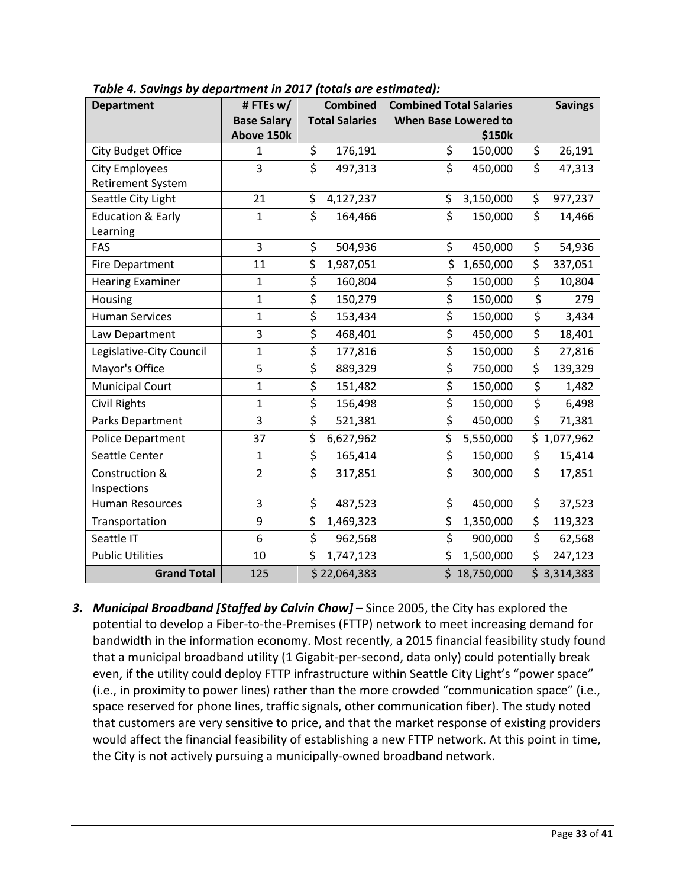***Table 4. Savings by department in 2017 (totals are estimated):***

| Department | # FTEs w/ Base Salary Above 150k | Combined Total Salaries | Combined Total Salaries When Base Lowered to $150k | Savings |
|---|---|---|---|---|
| City Budget Office | 1 | $ 176,191 | $ 150,000 | $ 26,191 |
| City Employees Retirement System | 3 | $ 497,313 | $ 450,000 | $ 47,313 |
| Seattle City Light | 21 | $ 4,127,237 | $ 3,150,000 | $ 977,237 |
| Education & Early Learning | 1 | $ 164,466 | $ 150,000 | $ 14,466 |
| FAS | 3 | $ 504,936 | $ 450,000 | $ 54,936 |
| Fire Department | 11 | $ 1,987,051 | $ 1,650,000 | $ 337,051 |
| Hearing Examiner | 1 | $ 160,804 | $ 150,000 | $ 10,804 |
| Housing | 1 | $ 150,279 | $ 150,000 | $ 279 |
| Human Services | 1 | $ 153,434 | $ 150,000 | $ 3,434 |
| Law Department | 3 | $ 468,401 | $ 450,000 | $ 18,401 |
| Legislative-City Council | 1 | $ 177,816 | $ 150,000 | $ 27,816 |
| Mayor's Office | 5 | $ 889,329 | $ 750,000 | $ 139,329 |
| Municipal Court | 1 | $ 151,482 | $ 150,000 | $ 1,482 |
| Civil Rights | 1 | $ 156,498 | $ 150,000 | $ 6,498 |
| Parks Department | 3 | $ 521,381 | $ 450,000 | $ 71,381 |
| Police Department | 37 | $ 6,627,962 | $ 5,550,000 | $ 1,077,962 |
| Seattle Center | 1 | $ 165,414 | $ 150,000 | $ 15,414 |
| Construction & Inspections | 2 | $ 317,851 | $ 300,000 | $ 17,851 |
| Human Resources | 3 | $ 487,523 | $ 450,000 | $ 37,523 |
| Transportation | 9 | $ 1,469,323 | $ 1,350,000 | $ 119,323 |
| Seattle IT | 6 | $ 962,568 | $ 900,000 | $ 62,568 |
| Public Utilities | 10 | $ 1,747,123 | $ 1,500,000 | $ 247,123 |
| **Grand Total** | 125 | $ 22,064,383 | $ 18,750,000 | $ 3,314,383 |

3. ***Municipal Broadband [Staffed by Calvin Chow]*** – Since 2005, the City has explored the potential to develop a Fiber-to-the-Premises (FTTP) network to meet increasing demand for bandwidth in the information economy. Most recently, a 2015 financial feasibility study found that a municipal broadband utility (1 Gigabit-per-second, data only) could potentially break even, if the utility could deploy FTTP infrastructure within Seattle City Light's "power space" (i.e., in proximity to power lines) rather than the more crowded "communication space" (i.e., space reserved for phone lines, traffic signals, other communication fiber). The study noted that customers are very sensitive to price, and that the market response of existing providers would affect the financial feasibility of establishing a new FTTP network. At this point in time, the City is not actively pursuing a municipally-owned broadband network.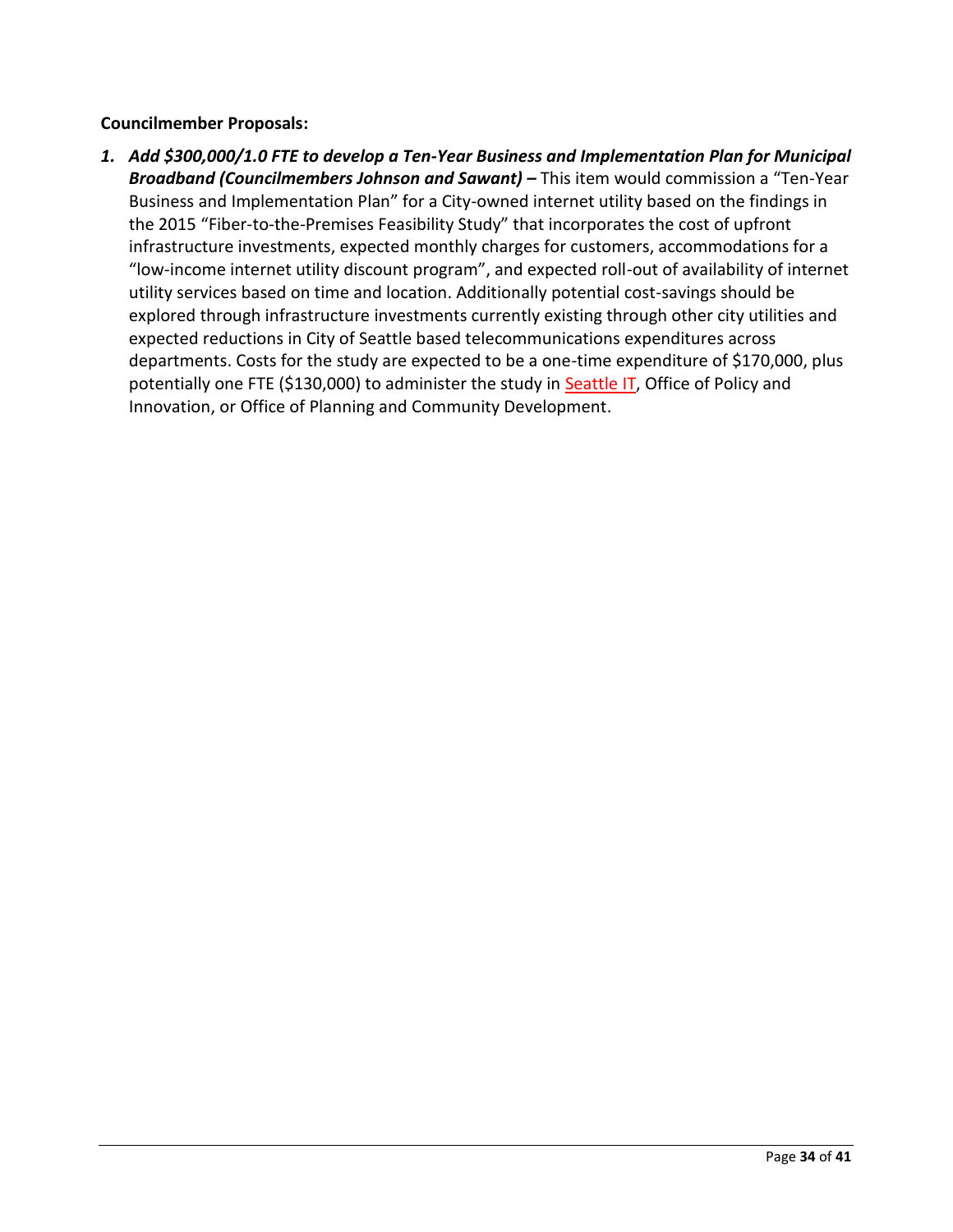**Councilmember Proposals:**

1. ***Add $300,000/1.0 FTE to develop a Ten-Year Business and Implementation Plan for Municipal Broadband (Councilmembers Johnson and Sawant) –*** This item would commission a "Ten-Year Business and Implementation Plan" for a City-owned internet utility based on the findings in the 2015 "Fiber-to-the-Premises Feasibility Study" that incorporates the cost of upfront infrastructure investments, expected monthly charges for customers, accommodations for a "low-income internet utility discount program", and expected roll-out of availability of internet utility services based on time and location. Additionally potential cost-savings should be explored through infrastructure investments currently existing through other city utilities and expected reductions in City of Seattle based telecommunications expenditures across departments. Costs for the study are expected to be a one-time expenditure of $170,000, plus potentially one FTE ($130,000) to administer the study in Seattle IT, Office of Policy and Innovation, or Office of Planning and Community Development.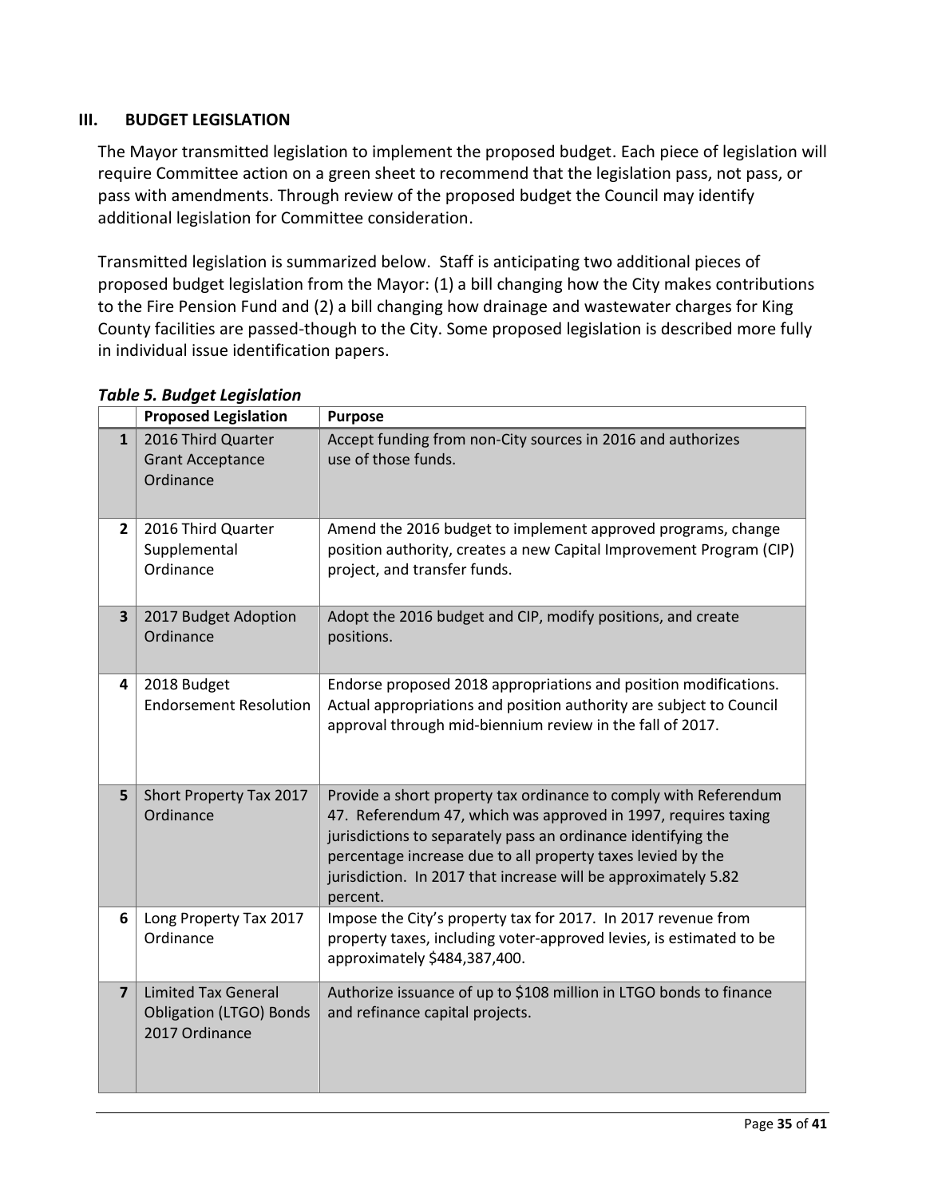## III. BUDGET LEGISLATION

The Mayor transmitted legislation to implement the proposed budget. Each piece of legislation will require Committee action on a green sheet to recommend that the legislation pass, not pass, or pass with amendments. Through review of the proposed budget the Council may identify additional legislation for Committee consideration.

Transmitted legislation is summarized below. Staff is anticipating two additional pieces of proposed budget legislation from the Mayor: (1) a bill changing how the City makes contributions to the Fire Pension Fund and (2) a bill changing how drainage and wastewater charges for King County facilities are passed-though to the City. Some proposed legislation is described more fully in individual issue identification papers.

***Table 5. Budget Legislation***

| | Proposed Legislation | Purpose |
|---|---|---|
| 1 | 2016 Third Quarter Grant Acceptance Ordinance | Accept funding from non-City sources in 2016 and authorizes use of those funds. |
| 2 | 2016 Third Quarter Supplemental Ordinance | Amend the 2016 budget to implement approved programs, change position authority, creates a new Capital Improvement Program (CIP) project, and transfer funds. |
| 3 | 2017 Budget Adoption Ordinance | Adopt the 2016 budget and CIP, modify positions, and create positions. |
| 4 | 2018 Budget Endorsement Resolution | Endorse proposed 2018 appropriations and position modifications. Actual appropriations and position authority are subject to Council approval through mid-biennium review in the fall of 2017. |
| 5 | Short Property Tax 2017 Ordinance | Provide a short property tax ordinance to comply with Referendum 47. Referendum 47, which was approved in 1997, requires taxing jurisdictions to separately pass an ordinance identifying the percentage increase due to all property taxes levied by the jurisdiction. In 2017 that increase will be approximately 5.82 percent. |
| 6 | Long Property Tax 2017 Ordinance | Impose the City's property tax for 2017. In 2017 revenue from property taxes, including voter-approved levies, is estimated to be approximately $484,387,400. |
| 7 | Limited Tax General Obligation (LTGO) Bonds 2017 Ordinance | Authorize issuance of up to $108 million in LTGO bonds to finance and refinance capital projects. |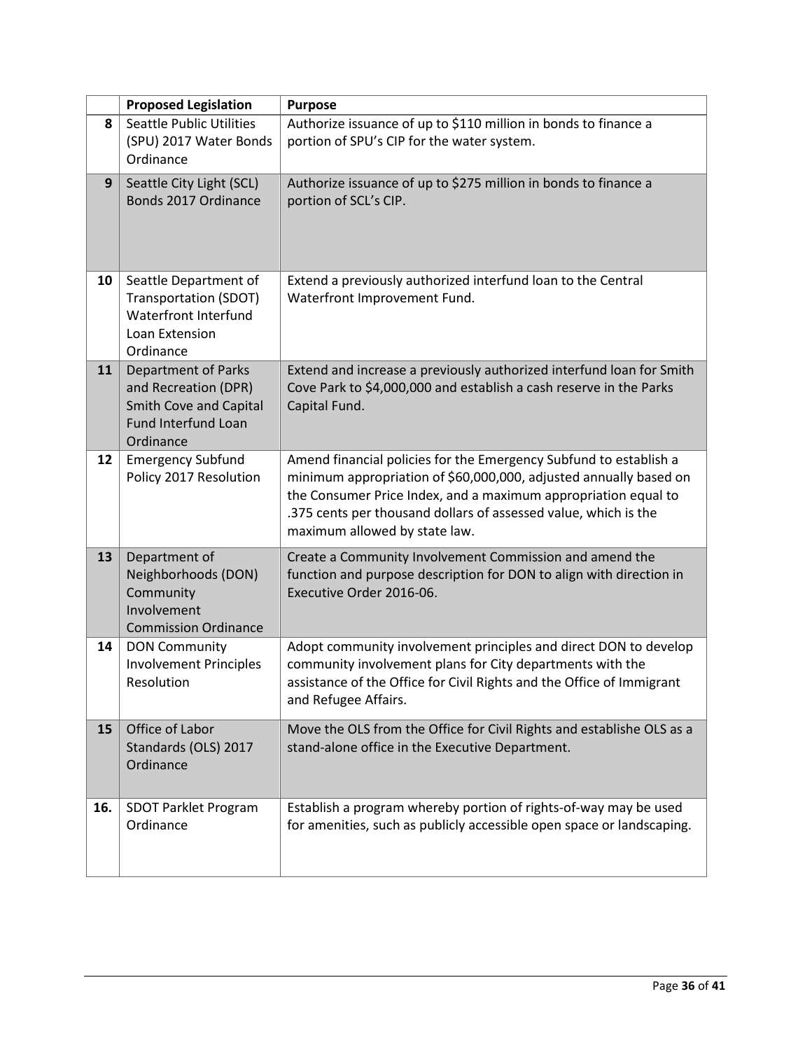| | Proposed Legislation | Purpose |
|---|---|---|
| 8 | Seattle Public Utilities (SPU) 2017 Water Bonds Ordinance | Authorize issuance of up to $110 million in bonds to finance a portion of SPU's CIP for the water system. |
| 9 | Seattle City Light (SCL) Bonds 2017 Ordinance | Authorize issuance of up to $275 million in bonds to finance a portion of SCL's CIP. |
| 10 | Seattle Department of Transportation (SDOT) Waterfront Interfund Loan Extension Ordinance | Extend a previously authorized interfund loan to the Central Waterfront Improvement Fund. |
| 11 | Department of Parks and Recreation (DPR) Smith Cove and Capital Fund Interfund Loan Ordinance | Extend and increase a previously authorized interfund loan for Smith Cove Park to $4,000,000 and establish a cash reserve in the Parks Capital Fund. |
| 12 | Emergency Subfund Policy 2017 Resolution | Amend financial policies for the Emergency Subfund to establish a minimum appropriation of $60,000,000, adjusted annually based on the Consumer Price Index, and a maximum appropriation equal to .375 cents per thousand dollars of assessed value, which is the maximum allowed by state law. |
| 13 | Department of Neighborhoods (DON) Community Involvement Commission Ordinance | Create a Community Involvement Commission and amend the function and purpose description for DON to align with direction in Executive Order 2016-06. |
| 14 | DON Community Involvement Principles Resolution | Adopt community involvement principles and direct DON to develop community involvement plans for City departments with the assistance of the Office for Civil Rights and the Office of Immigrant and Refugee Affairs. |
| 15 | Office of Labor Standards (OLS) 2017 Ordinance | Move the OLS from the Office for Civil Rights and establishe OLS as a stand-alone office in the Executive Department. |
| 16. | SDOT Parklet Program Ordinance | Establish a program whereby portion of rights-of-way may be used for amenities, such as publicly accessible open space or landscaping. |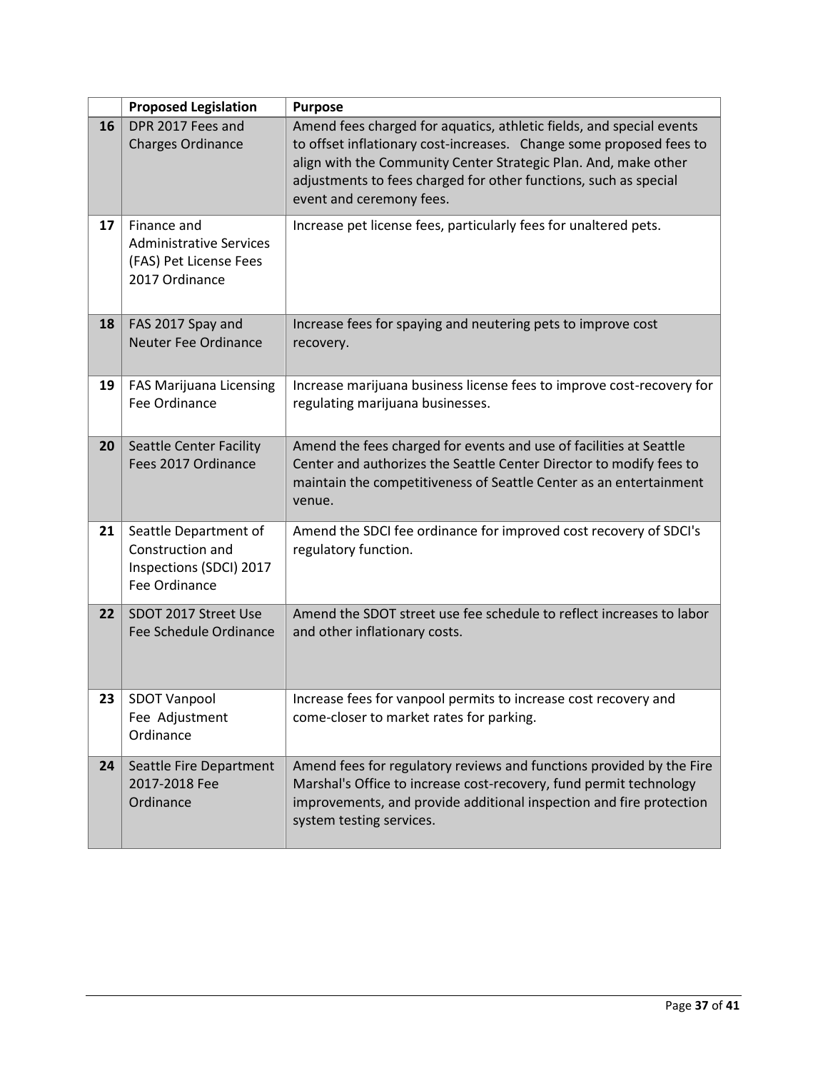| | Proposed Legislation | Purpose |
|---|---|---|
| 16 | DPR 2017 Fees and Charges Ordinance | Amend fees charged for aquatics, athletic fields, and special events to offset inflationary cost-increases. Change some proposed fees to align with the Community Center Strategic Plan. And, make other adjustments to fees charged for other functions, such as special event and ceremony fees. |
| 17 | Finance and Administrative Services (FAS) Pet License Fees 2017 Ordinance | Increase pet license fees, particularly fees for unaltered pets. |
| 18 | FAS 2017 Spay and Neuter Fee Ordinance | Increase fees for spaying and neutering pets to improve cost recovery. |
| 19 | FAS Marijuana Licensing Fee Ordinance | Increase marijuana business license fees to improve cost-recovery for regulating marijuana businesses. |
| 20 | Seattle Center Facility Fees 2017 Ordinance | Amend the fees charged for events and use of facilities at Seattle Center and authorizes the Seattle Center Director to modify fees to maintain the competitiveness of Seattle Center as an entertainment venue. |
| 21 | Seattle Department of Construction and Inspections (SDCI) 2017 Fee Ordinance | Amend the SDCI fee ordinance for improved cost recovery of SDCI's regulatory function. |
| 22 | SDOT 2017 Street Use Fee Schedule Ordinance | Amend the SDOT street use fee schedule to reflect increases to labor and other inflationary costs. |
| 23 | SDOT Vanpool Fee Adjustment Ordinance | Increase fees for vanpool permits to increase cost recovery and come-closer to market rates for parking. |
| 24 | Seattle Fire Department 2017-2018 Fee Ordinance | Amend fees for regulatory reviews and functions provided by the Fire Marshal's Office to increase cost-recovery, fund permit technology improvements, and provide additional inspection and fire protection system testing services. |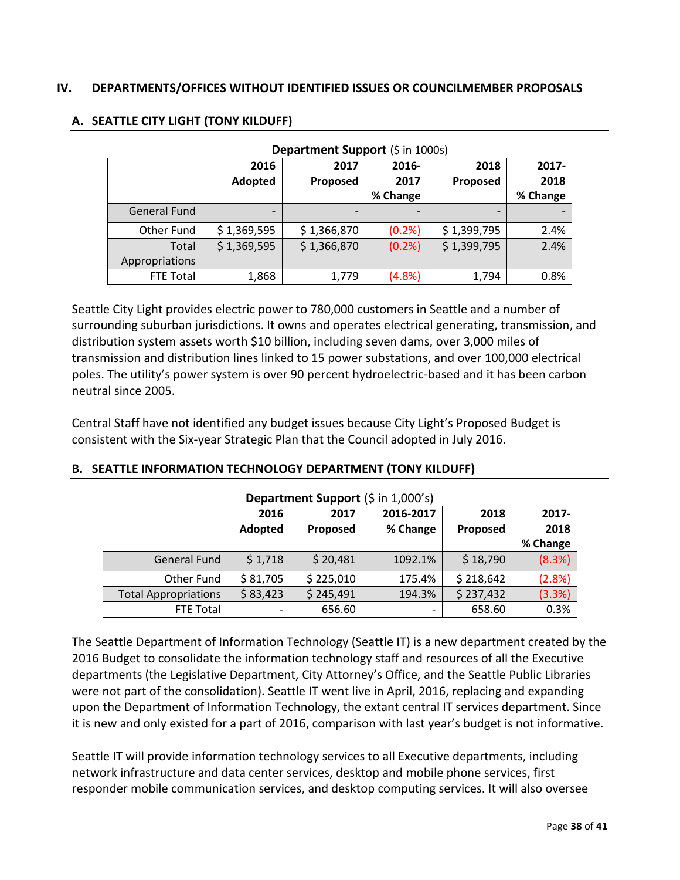## IV. DEPARTMENTS/OFFICES WITHOUT IDENTIFIED ISSUES OR COUNCILMEMBER PROPOSALS

### A. SEATTLE CITY LIGHT (TONY KILDUFF)

**Department Support** ($ in 1000s)

| | 2016 Adopted | 2017 Proposed | 2016-2017 % Change | 2018 Proposed | 2017-2018 % Change |
|---|---|---|---|---|---|
| General Fund | - | - | - | - | - |
| Other Fund | $ 1,369,595 | $ 1,366,870 | (0.2%) | $ 1,399,795 | 2.4% |
| Total Appropriations | $ 1,369,595 | $ 1,366,870 | (0.2%) | $ 1,399,795 | 2.4% |
| FTE Total | 1,868 | 1,779 | (4.8%) | 1,794 | 0.8% |

Seattle City Light provides electric power to 780,000 customers in Seattle and a number of surrounding suburban jurisdictions. It owns and operates electrical generating, transmission, and distribution system assets worth $10 billion, including seven dams, over 3,000 miles of transmission and distribution lines linked to 15 power substations, and over 100,000 electrical poles. The utility's power system is over 90 percent hydroelectric-based and it has been carbon neutral since 2005.

Central Staff have not identified any budget issues because City Light's Proposed Budget is consistent with the Six-year Strategic Plan that the Council adopted in July 2016.

### B. SEATTLE INFORMATION TECHNOLOGY DEPARTMENT (TONY KILDUFF)

**Department Support** ($ in 1,000's)

| | 2016 Adopted | 2017 Proposed | 2016-2017 % Change | 2018 Proposed | 2017-2018 % Change |
|---|---|---|---|---|---|
| General Fund | $ 1,718 | $ 20,481 | 1092.1% | $ 18,790 | (8.3%) |
| Other Fund | $ 81,705 | $ 225,010 | 175.4% | $ 218,642 | (2.8%) |
| Total Appropriations | $ 83,423 | $ 245,491 | 194.3% | $ 237,432 | (3.3%) |
| FTE Total | - | 656.60 | - | 658.60 | 0.3% |

The Seattle Department of Information Technology (Seattle IT) is a new department created by the 2016 Budget to consolidate the information technology staff and resources of all the Executive departments (the Legislative Department, City Attorney's Office, and the Seattle Public Libraries were not part of the consolidation). Seattle IT went live in April, 2016, replacing and expanding upon the Department of Information Technology, the extant central IT services department. Since it is new and only existed for a part of 2016, comparison with last year's budget is not informative.

Seattle IT will provide information technology services to all Executive departments, including network infrastructure and data center services, desktop and mobile phone services, first responder mobile communication services, and desktop computing services. It will also oversee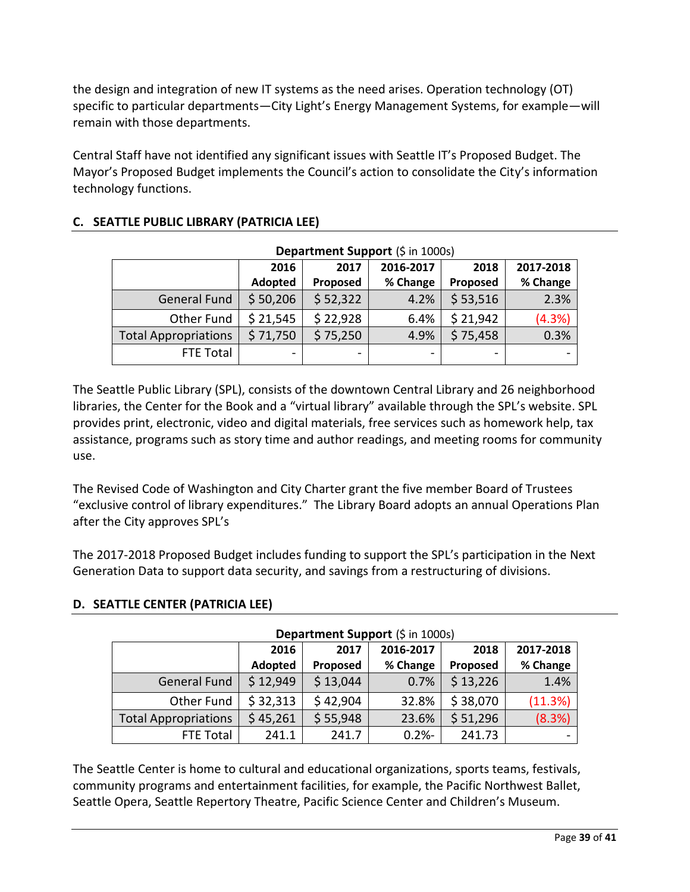the design and integration of new IT systems as the need arises. Operation technology (OT) specific to particular departments—City Light's Energy Management Systems, for example—will remain with those departments.

Central Staff have not identified any significant issues with Seattle IT's Proposed Budget. The Mayor's Proposed Budget implements the Council's action to consolidate the City's information technology functions.

## C. SEATTLE PUBLIC LIBRARY (PATRICIA LEE)

**Department Support** ($ in 1000s)

| | 2016 Adopted | 2017 Proposed | 2016-2017 % Change | 2018 Proposed | 2017-2018 % Change |
|---|---|---|---|---|---|
| General Fund | $ 50,206 | $ 52,322 | 4.2% | $ 53,516 | 2.3% |
| Other Fund | $ 21,545 | $ 22,928 | 6.4% | $ 21,942 | (4.3%) |
| Total Appropriations | $ 71,750 | $ 75,250 | 4.9% | $ 75,458 | 0.3% |
| FTE Total | - | - | - | - | - |

The Seattle Public Library (SPL), consists of the downtown Central Library and 26 neighborhood libraries, the Center for the Book and a "virtual library" available through the SPL's website. SPL provides print, electronic, video and digital materials, free services such as homework help, tax assistance, programs such as story time and author readings, and meeting rooms for community use.

The Revised Code of Washington and City Charter grant the five member Board of Trustees "exclusive control of library expenditures." The Library Board adopts an annual Operations Plan after the City approves SPL's

The 2017-2018 Proposed Budget includes funding to support the SPL's participation in the Next Generation Data to support data security, and savings from a restructuring of divisions.

## D. SEATTLE CENTER (PATRICIA LEE)

**Department Support** ($ in 1000s)

| | 2016 Adopted | 2017 Proposed | 2016-2017 % Change | 2018 Proposed | 2017-2018 % Change |
|---|---|---|---|---|---|
| General Fund | $ 12,949 | $ 13,044 | 0.7% | $ 13,226 | 1.4% |
| Other Fund | $ 32,313 | $ 42,904 | 32.8% | $ 38,070 | (11.3%) |
| Total Appropriations | $ 45,261 | $ 55,948 | 23.6% | $ 51,296 | (8.3%) |
| FTE Total | 241.1 | 241.7 | 0.2%- | 241.73 | - |

The Seattle Center is home to cultural and educational organizations, sports teams, festivals, community programs and entertainment facilities, for example, the Pacific Northwest Ballet, Seattle Opera, Seattle Repertory Theatre, Pacific Science Center and Children's Museum.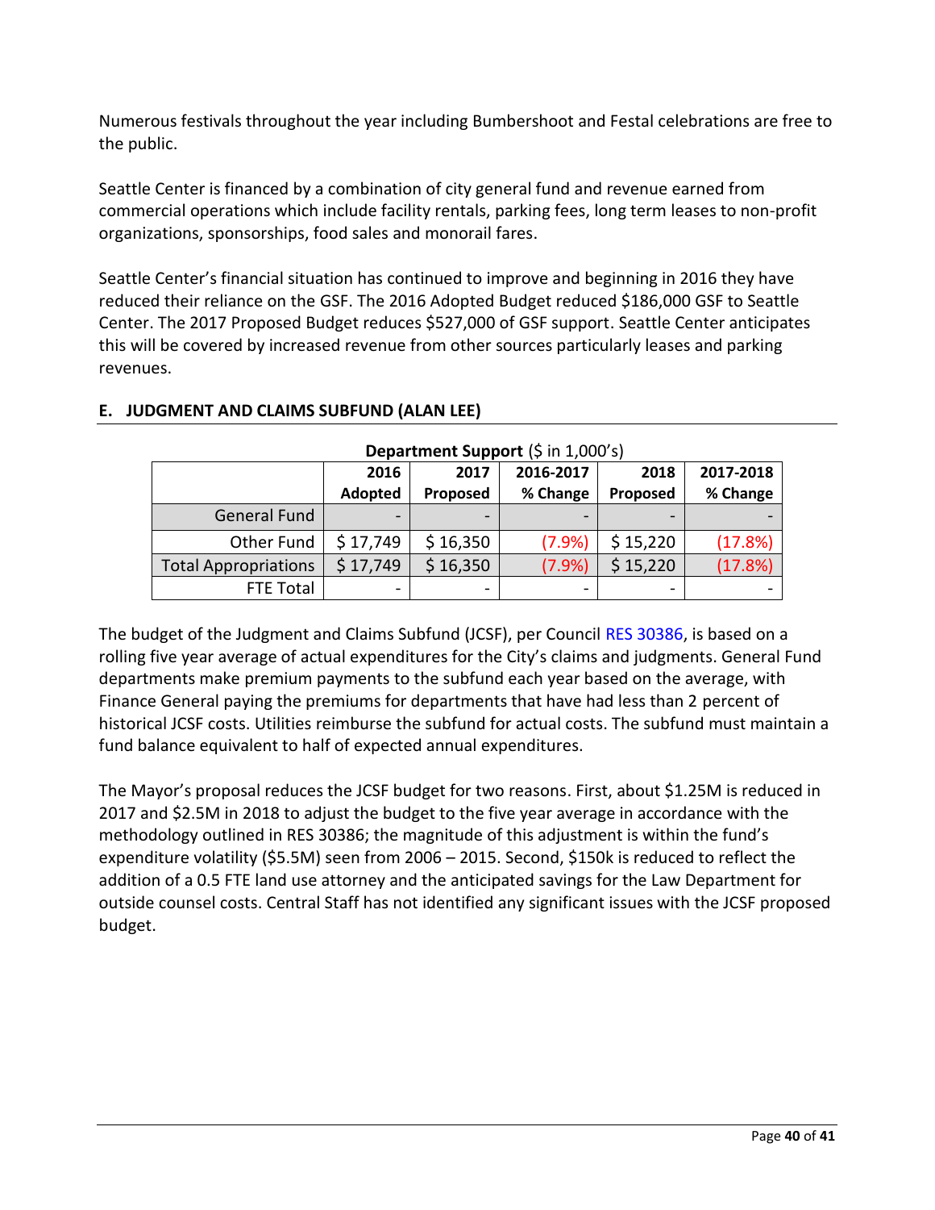Numerous festivals throughout the year including Bumbershoot and Festal celebrations are free to the public.

Seattle Center is financed by a combination of city general fund and revenue earned from commercial operations which include facility rentals, parking fees, long term leases to non-profit organizations, sponsorships, food sales and monorail fares.

Seattle Center's financial situation has continued to improve and beginning in 2016 they have reduced their reliance on the GSF. The 2016 Adopted Budget reduced $186,000 GSF to Seattle Center. The 2017 Proposed Budget reduces $527,000 of GSF support. Seattle Center anticipates this will be covered by increased revenue from other sources particularly leases and parking revenues.

## E. JUDGMENT AND CLAIMS SUBFUND (ALAN LEE)

**Department Support** ($ in 1,000's)

| | 2016 Adopted | 2017 Proposed | 2016-2017 % Change | 2018 Proposed | 2017-2018 % Change |
|---|---|---|---|---|---|
| General Fund | - | - | - | - | - |
| Other Fund | $ 17,749 | $ 16,350 | (7.9%) | $ 15,220 | (17.8%) |
| Total Appropriations | $ 17,749 | $ 16,350 | (7.9%) | $ 15,220 | (17.8%) |
| FTE Total | - | - | - | - | - |

The budget of the Judgment and Claims Subfund (JCSF), per Council RES 30386, is based on a rolling five year average of actual expenditures for the City's claims and judgments. General Fund departments make premium payments to the subfund each year based on the average, with Finance General paying the premiums for departments that have had less than 2 percent of historical JCSF costs. Utilities reimburse the subfund for actual costs. The subfund must maintain a fund balance equivalent to half of expected annual expenditures.

The Mayor's proposal reduces the JCSF budget for two reasons. First, about $1.25M is reduced in 2017 and $2.5M in 2018 to adjust the budget to the five year average in accordance with the methodology outlined in RES 30386; the magnitude of this adjustment is within the fund's expenditure volatility ($5.5M) seen from 2006 – 2015. Second, $150k is reduced to reflect the addition of a 0.5 FTE land use attorney and the anticipated savings for the Law Department for outside counsel costs. Central Staff has not identified any significant issues with the JCSF proposed budget.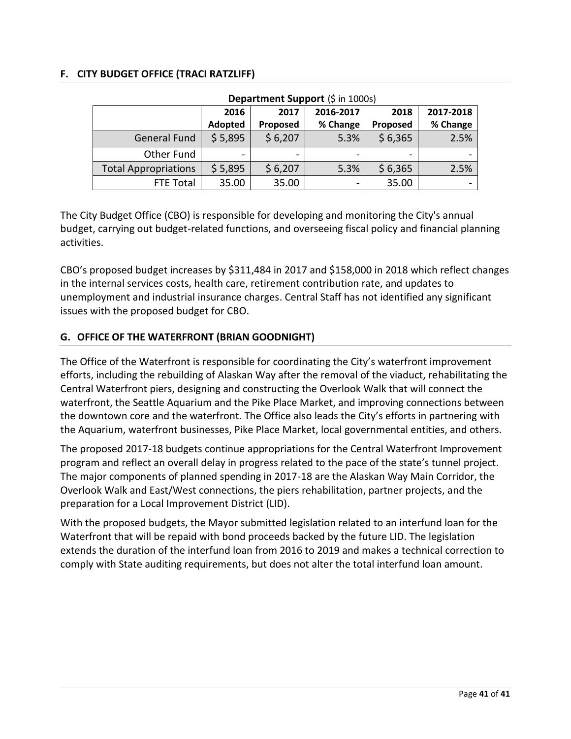## F. CITY BUDGET OFFICE (TRACI RATZLIFF)

**Department Support** ($ in 1000s)

| | 2016 Adopted | 2017 Proposed | 2016-2017 % Change | 2018 Proposed | 2017-2018 % Change |
|---|---|---|---|---|---|
| General Fund | $ 5,895 | $ 6,207 | 5.3% | $ 6,365 | 2.5% |
| Other Fund | - | - | - | - | - |
| Total Appropriations | $ 5,895 | $ 6,207 | 5.3% | $ 6,365 | 2.5% |
| FTE Total | 35.00 | 35.00 | - | 35.00 | - |

The City Budget Office (CBO) is responsible for developing and monitoring the City's annual budget, carrying out budget-related functions, and overseeing fiscal policy and financial planning activities.

CBO's proposed budget increases by $311,484 in 2017 and $158,000 in 2018 which reflect changes in the internal services costs, health care, retirement contribution rate, and updates to unemployment and industrial insurance charges. Central Staff has not identified any significant issues with the proposed budget for CBO.

## G. OFFICE OF THE WATERFRONT (BRIAN GOODNIGHT)

The Office of the Waterfront is responsible for coordinating the City's waterfront improvement efforts, including the rebuilding of Alaskan Way after the removal of the viaduct, rehabilitating the Central Waterfront piers, designing and constructing the Overlook Walk that will connect the waterfront, the Seattle Aquarium and the Pike Place Market, and improving connections between the downtown core and the waterfront. The Office also leads the City's efforts in partnering with the Aquarium, waterfront businesses, Pike Place Market, local governmental entities, and others.

The proposed 2017-18 budgets continue appropriations for the Central Waterfront Improvement program and reflect an overall delay in progress related to the pace of the state's tunnel project. The major components of planned spending in 2017-18 are the Alaskan Way Main Corridor, the Overlook Walk and East/West connections, the piers rehabilitation, partner projects, and the preparation for a Local Improvement District (LID).

With the proposed budgets, the Mayor submitted legislation related to an interfund loan for the Waterfront that will be repaid with bond proceeds backed by the future LID. The legislation extends the duration of the interfund loan from 2016 to 2019 and makes a technical correction to comply with State auditing requirements, but does not alter the total interfund loan amount.